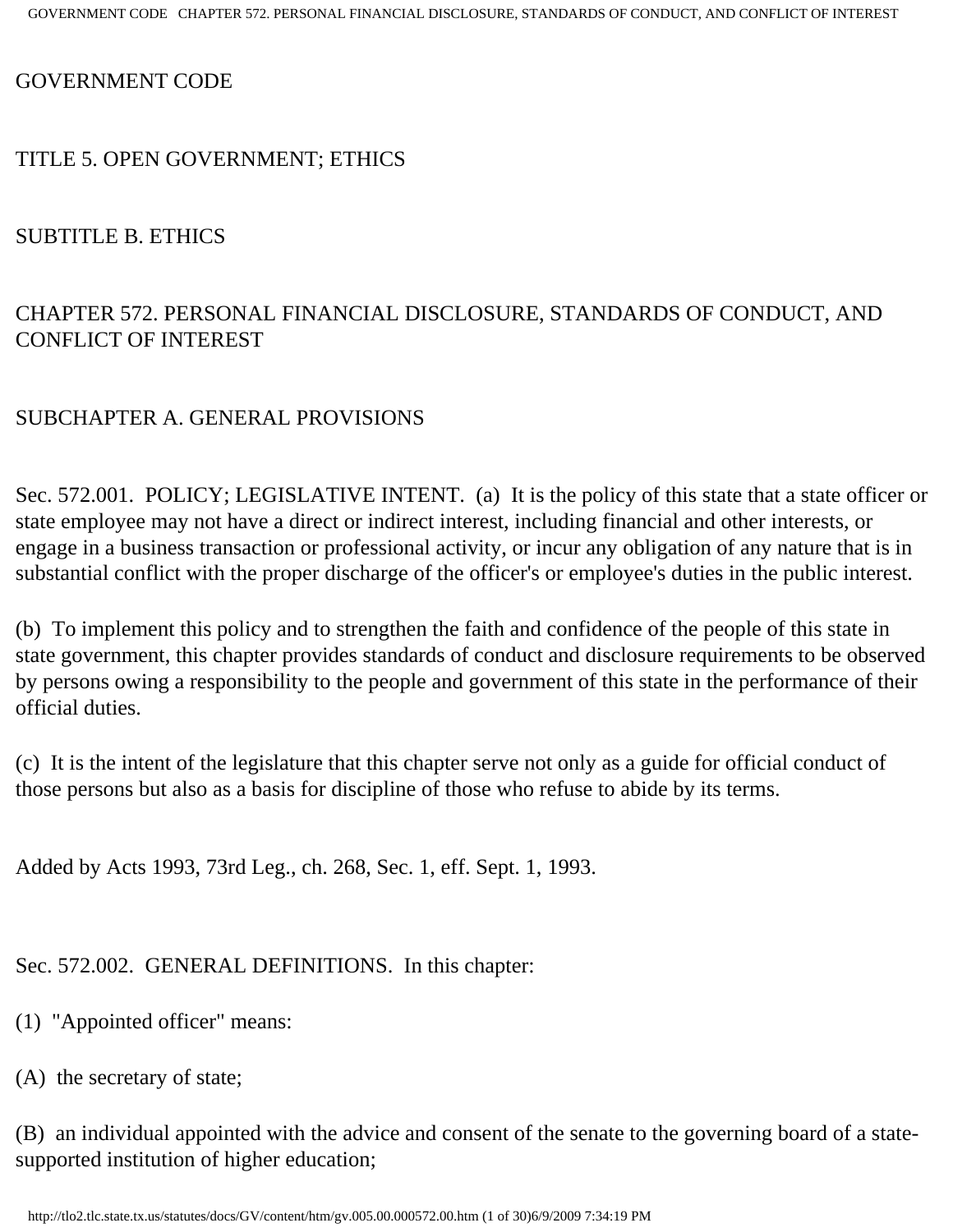# GOVERNMENT CODE

## TITLE 5. OPEN GOVERNMENT; ETHICS

## SUBTITLE B. ETHICS

## CHAPTER 572. PERSONAL FINANCIAL DISCLOSURE, STANDARDS OF CONDUCT, AND CONFLICT OF INTEREST

### SUBCHAPTER A. GENERAL PROVISIONS

Sec. 572.001. POLICY; LEGISLATIVE INTENT. (a) It is the policy of this state that a state officer or state employee may not have a direct or indirect interest, including financial and other interests, or engage in a business transaction or professional activity, or incur any obligation of any nature that is in substantial conflict with the proper discharge of the officer's or employee's duties in the public interest.

(b) To implement this policy and to strengthen the faith and confidence of the people of this state in state government, this chapter provides standards of conduct and disclosure requirements to be observed by persons owing a responsibility to the people and government of this state in the performance of their official duties.

(c) It is the intent of the legislature that this chapter serve not only as a guide for official conduct of those persons but also as a basis for discipline of those who refuse to abide by its terms.

Added by Acts 1993, 73rd Leg., ch. 268, Sec. 1, eff. Sept. 1, 1993.

Sec. 572.002. GENERAL DEFINITIONS. In this chapter:

(1) "Appointed officer" means:

(A) the secretary of state;

(B) an individual appointed with the advice and consent of the senate to the governing board of a state-supported institution of higher education;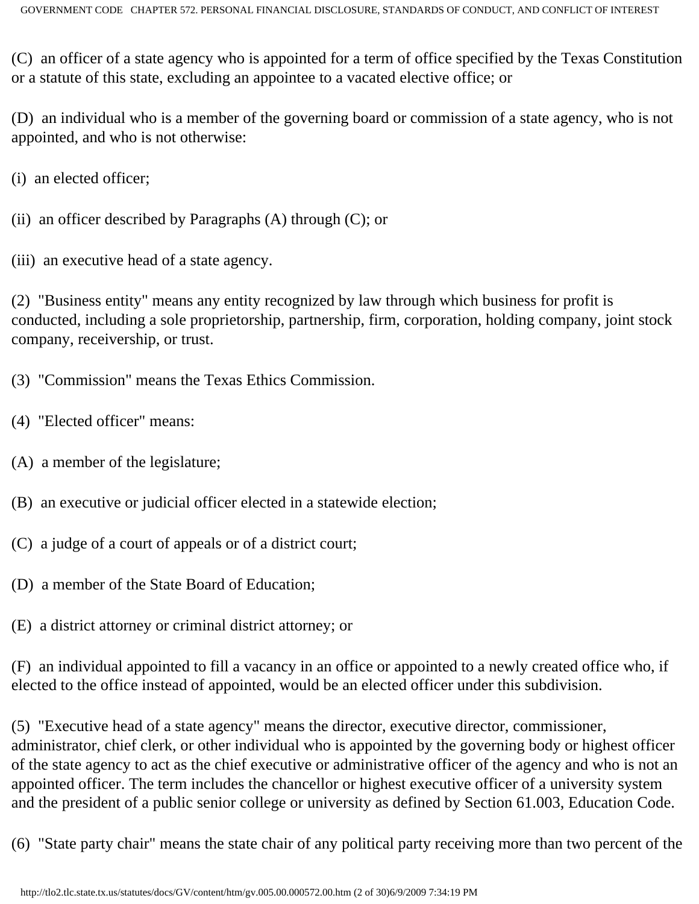(C) an officer of a state agency who is appointed for a term of office specified by the Texas Constitution or a statute of this state, excluding an appointee to a vacated elective office; or

(D) an individual who is a member of the governing board or commission of a state agency, who is not appointed, and who is not otherwise:

(i) an elected officer;

(ii) an officer described by Paragraphs (A) through (C); or

(iii) an executive head of a state agency.

(2) "Business entity" means any entity recognized by law through which business for profit is conducted, including a sole proprietorship, partnership, firm, corporation, holding company, joint stock company, receivership, or trust.

(3) "Commission" means the Texas Ethics Commission.

(4) "Elected officer" means:

(A) a member of the legislature;

(B) an executive or judicial officer elected in a statewide election;

(C) a judge of a court of appeals or of a district court;

(D) a member of the State Board of Education;

(E) a district attorney or criminal district attorney; or

(F) an individual appointed to fill a vacancy in an office or appointed to a newly created office who, if elected to the office instead of appointed, would be an elected officer under this subdivision.

(5) "Executive head of a state agency" means the director, executive director, commissioner, administrator, chief clerk, or other individual who is appointed by the governing body or highest officer of the state agency to act as the chief executive or administrative officer of the agency and who is not an appointed officer. The term includes the chancellor or highest executive officer of a university system and the president of a public senior college or university as defined by Section 61.003, Education Code.

(6) "State party chair" means the state chair of any political party receiving more than two percent of the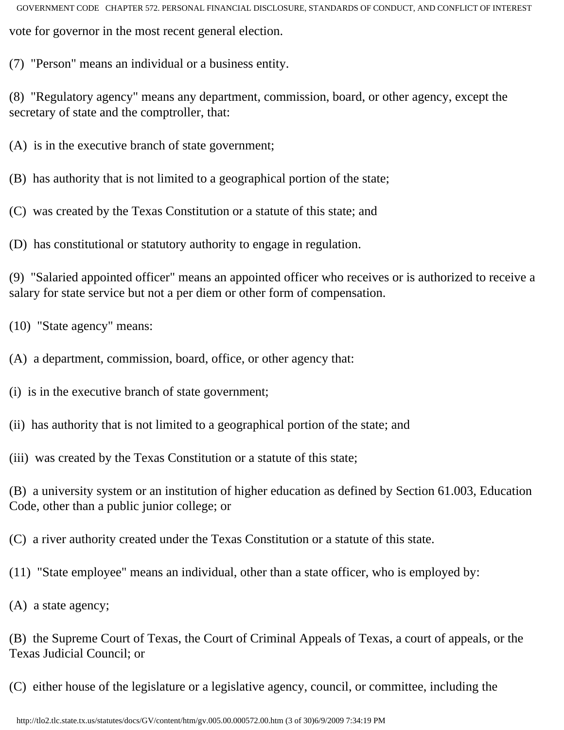vote for governor in the most recent general election.

(7) "Person" means an individual or a business entity.

(8) "Regulatory agency" means any department, commission, board, or other agency, except the secretary of state and the comptroller, that:

(A) is in the executive branch of state government;

(B) has authority that is not limited to a geographical portion of the state;

(C) was created by the Texas Constitution or a statute of this state; and

(D) has constitutional or statutory authority to engage in regulation.

(9) "Salaried appointed officer" means an appointed officer who receives or is authorized to receive a salary for state service but not a per diem or other form of compensation.

(10) "State agency" means:

(A) a department, commission, board, office, or other agency that:

(i) is in the executive branch of state government;

(ii) has authority that is not limited to a geographical portion of the state; and

(iii) was created by the Texas Constitution or a statute of this state;

(B) a university system or an institution of higher education as defined by Section 61.003, Education Code, other than a public junior college; or

(C) a river authority created under the Texas Constitution or a statute of this state.

(11) "State employee" means an individual, other than a state officer, who is employed by:

(A) a state agency;

(B) the Supreme Court of Texas, the Court of Criminal Appeals of Texas, a court of appeals, or the Texas Judicial Council; or

(C) either house of the legislature or a legislative agency, council, or committee, including the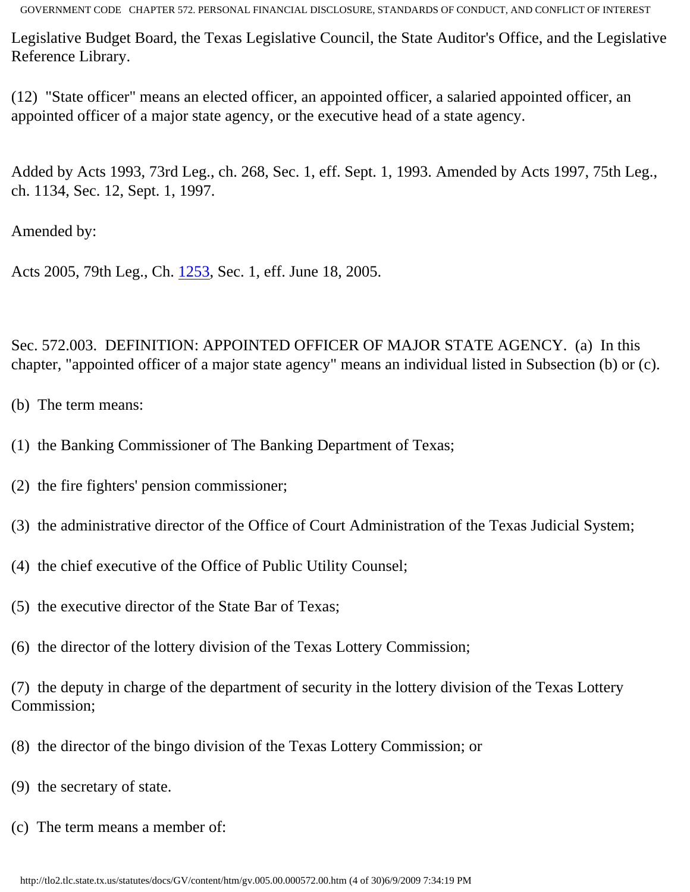Legislative Budget Board, the Texas Legislative Council, the State Auditor's Office, and the Legislative Reference Library.

(12) "State officer" means an elected officer, an appointed officer, a salaried appointed officer, an appointed officer of a major state agency, or the executive head of a state agency.

Added by Acts 1993, 73rd Leg., ch. 268, Sec. 1, eff. Sept. 1, 1993. Amended by Acts 1997, 75th Leg., ch. 1134, Sec. 12, Sept. 1, 1997.

Amended by:

Acts 2005, 79th Leg., Ch. 1253, Sec. 1, eff. June 18, 2005.

Sec. 572.003. DEFINITION: APPOINTED OFFICER OF MAJOR STATE AGENCY. (a) In this chapter, "appointed officer of a major state agency" means an individual listed in Subsection (b) or (c).

(b) The term means:

(1) the Banking Commissioner of The Banking Department of Texas;

(2) the fire fighters' pension commissioner;

(3) the administrative director of the Office of Court Administration of the Texas Judicial System;

(4) the chief executive of the Office of Public Utility Counsel;

(5) the executive director of the State Bar of Texas;

(6) the director of the lottery division of the Texas Lottery Commission;

(7) the deputy in charge of the department of security in the lottery division of the Texas Lottery Commission;

(8) the director of the bingo division of the Texas Lottery Commission; or

(9) the secretary of state.

(c) The term means a member of: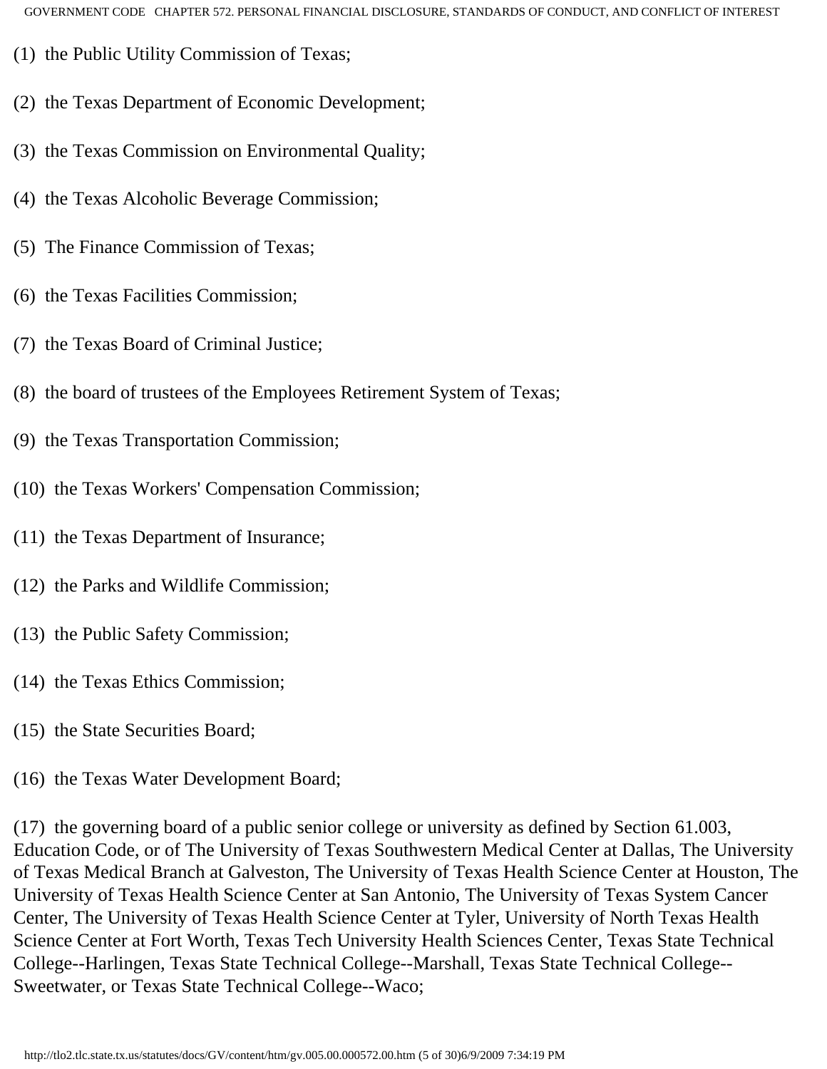(1) the Public Utility Commission of Texas;

(2) the Texas Department of Economic Development;

(3) the Texas Commission on Environmental Quality;

(4) the Texas Alcoholic Beverage Commission;

(5) The Finance Commission of Texas;

(6) the Texas Facilities Commission;

(7) the Texas Board of Criminal Justice;

(8) the board of trustees of the Employees Retirement System of Texas;

(9) the Texas Transportation Commission;

(10) the Texas Workers' Compensation Commission;

(11) the Texas Department of Insurance;

(12) the Parks and Wildlife Commission;

(13) the Public Safety Commission;

(14) the Texas Ethics Commission;

(15) the State Securities Board;

(16) the Texas Water Development Board;

(17) the governing board of a public senior college or university as defined by Section 61.003, Education Code, or of The University of Texas Southwestern Medical Center at Dallas, The University of Texas Medical Branch at Galveston, The University of Texas Health Science Center at Houston, The University of Texas Health Science Center at San Antonio, The University of Texas System Cancer Center, The University of Texas Health Science Center at Tyler, University of North Texas Health Science Center at Fort Worth, Texas Tech University Health Sciences Center, Texas State Technical College--Harlingen, Texas State Technical College--Marshall, Texas State Technical College--Sweetwater, or Texas State Technical College--Waco;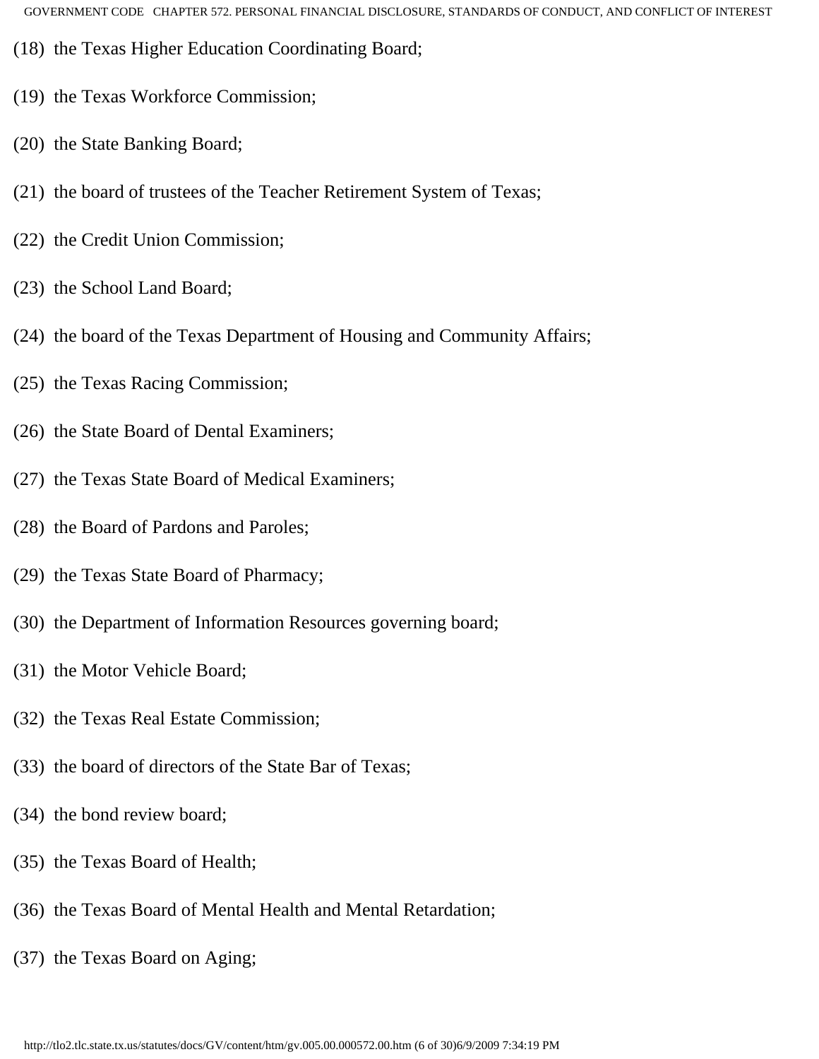(18) the Texas Higher Education Coordinating Board;

(19) the Texas Workforce Commission;

(20) the State Banking Board;

(21) the board of trustees of the Teacher Retirement System of Texas;

(22) the Credit Union Commission;

(23) the School Land Board;

(24) the board of the Texas Department of Housing and Community Affairs;

(25) the Texas Racing Commission;

(26) the State Board of Dental Examiners;

(27) the Texas State Board of Medical Examiners;

(28) the Board of Pardons and Paroles;

(29) the Texas State Board of Pharmacy;

(30) the Department of Information Resources governing board;

(31) the Motor Vehicle Board;

(32) the Texas Real Estate Commission;

(33) the board of directors of the State Bar of Texas;

(34) the bond review board;

(35) the Texas Board of Health;

(36) the Texas Board of Mental Health and Mental Retardation;

(37) the Texas Board on Aging;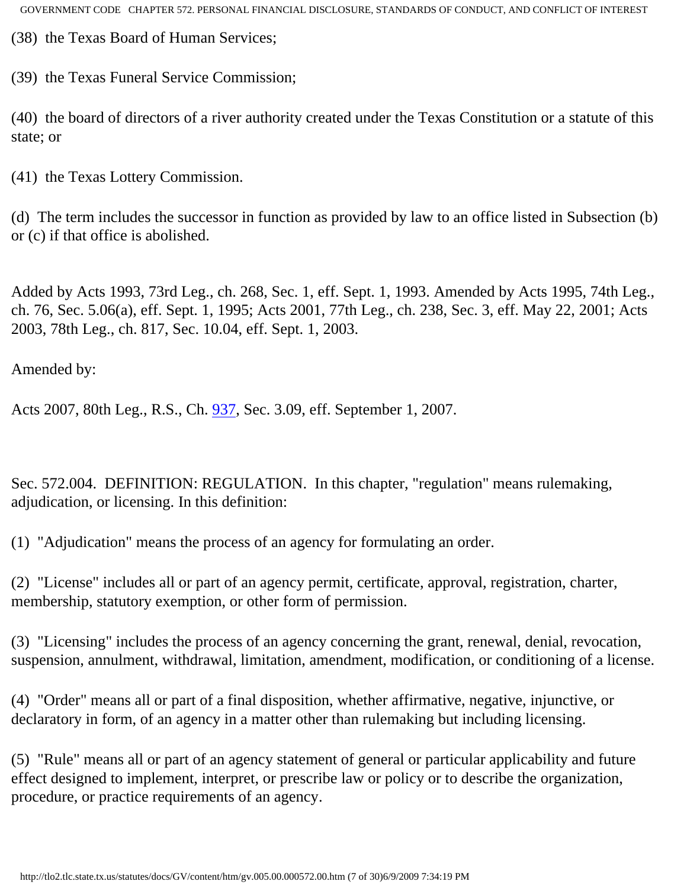(38) the Texas Board of Human Services;

(39) the Texas Funeral Service Commission;

(40) the board of directors of a river authority created under the Texas Constitution or a statute of this state; or

(41) the Texas Lottery Commission.

(d) The term includes the successor in function as provided by law to an office listed in Subsection (b) or (c) if that office is abolished.

Added by Acts 1993, 73rd Leg., ch. 268, Sec. 1, eff. Sept. 1, 1993. Amended by Acts 1995, 74th Leg., ch. 76, Sec. 5.06(a), eff. Sept. 1, 1995; Acts 2001, 77th Leg., ch. 238, Sec. 3, eff. May 22, 2001; Acts 2003, 78th Leg., ch. 817, Sec. 10.04, eff. Sept. 1, 2003.

Amended by:

Acts 2007, 80th Leg., R.S., Ch. 937, Sec. 3.09, eff. September 1, 2007.

Sec. 572.004. DEFINITION: REGULATION. In this chapter, "regulation" means rulemaking, adjudication, or licensing. In this definition:

(1) "Adjudication" means the process of an agency for formulating an order.

(2) "License" includes all or part of an agency permit, certificate, approval, registration, charter, membership, statutory exemption, or other form of permission.

(3) "Licensing" includes the process of an agency concerning the grant, renewal, denial, revocation, suspension, annulment, withdrawal, limitation, amendment, modification, or conditioning of a license.

(4) "Order" means all or part of a final disposition, whether affirmative, negative, injunctive, or declaratory in form, of an agency in a matter other than rulemaking but including licensing.

(5) "Rule" means all or part of an agency statement of general or particular applicability and future effect designed to implement, interpret, or prescribe law or policy or to describe the organization, procedure, or practice requirements of an agency.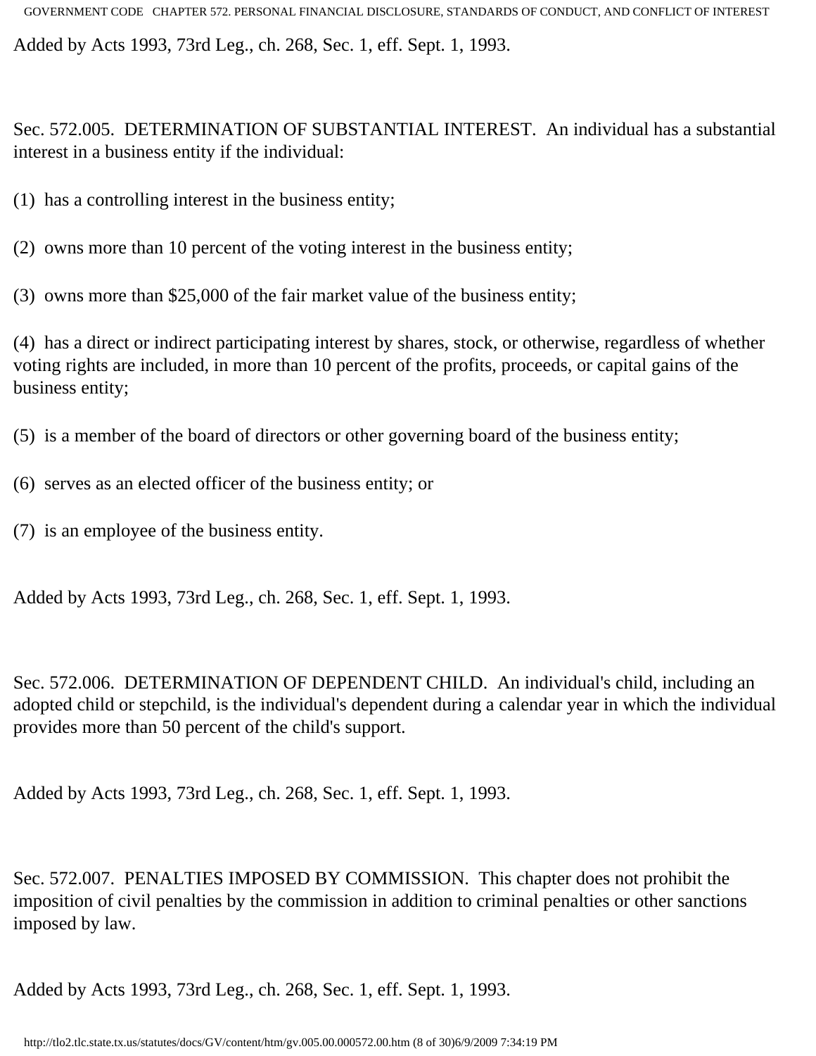Added by Acts 1993, 73rd Leg., ch. 268, Sec. 1, eff. Sept. 1, 1993.

Sec. 572.005. DETERMINATION OF SUBSTANTIAL INTEREST. An individual has a substantial interest in a business entity if the individual:

(1) has a controlling interest in the business entity;

(2) owns more than 10 percent of the voting interest in the business entity;

(3) owns more than $25,000 of the fair market value of the business entity;

(4) has a direct or indirect participating interest by shares, stock, or otherwise, regardless of whether voting rights are included, in more than 10 percent of the profits, proceeds, or capital gains of the business entity;

(5) is a member of the board of directors or other governing board of the business entity;

(6) serves as an elected officer of the business entity; or

(7) is an employee of the business entity.

Added by Acts 1993, 73rd Leg., ch. 268, Sec. 1, eff. Sept. 1, 1993.

Sec. 572.006. DETERMINATION OF DEPENDENT CHILD. An individual's child, including an adopted child or stepchild, is the individual's dependent during a calendar year in which the individual provides more than 50 percent of the child's support.

Added by Acts 1993, 73rd Leg., ch. 268, Sec. 1, eff. Sept. 1, 1993.

Sec. 572.007. PENALTIES IMPOSED BY COMMISSION. This chapter does not prohibit the imposition of civil penalties by the commission in addition to criminal penalties or other sanctions imposed by law.

Added by Acts 1993, 73rd Leg., ch. 268, Sec. 1, eff. Sept. 1, 1993.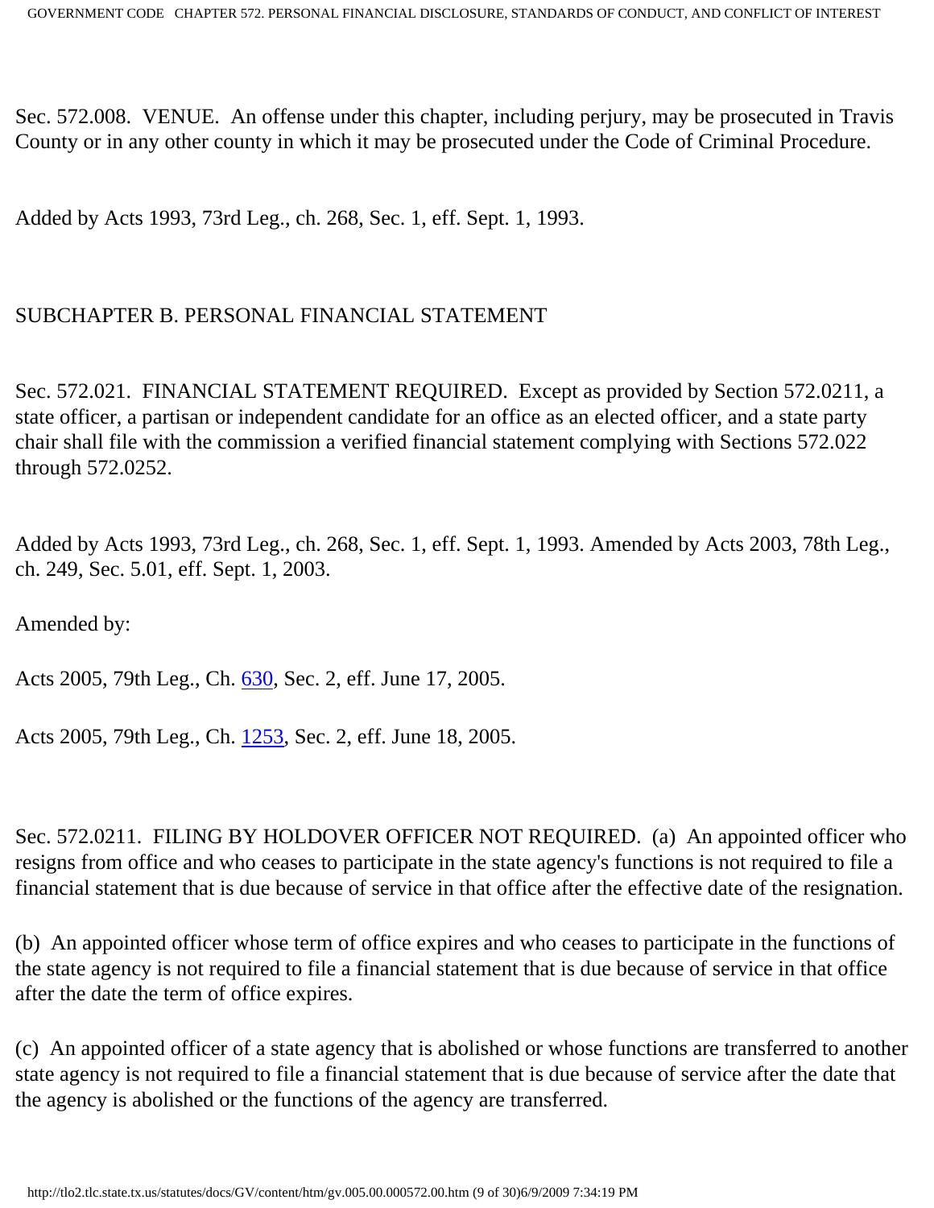Sec. 572.008. VENUE. An offense under this chapter, including perjury, may be prosecuted in Travis County or in any other county in which it may be prosecuted under the Code of Criminal Procedure.

Added by Acts 1993, 73rd Leg., ch. 268, Sec. 1, eff. Sept. 1, 1993.

## SUBCHAPTER B. PERSONAL FINANCIAL STATEMENT

Sec. 572.021. FINANCIAL STATEMENT REQUIRED. Except as provided by Section 572.0211, a state officer, a partisan or independent candidate for an office as an elected officer, and a state party chair shall file with the commission a verified financial statement complying with Sections 572.022 through 572.0252.

Added by Acts 1993, 73rd Leg., ch. 268, Sec. 1, eff. Sept. 1, 1993. Amended by Acts 2003, 78th Leg., ch. 249, Sec. 5.01, eff. Sept. 1, 2003.

Amended by:

Acts 2005, 79th Leg., Ch. 630, Sec. 2, eff. June 17, 2005.

Acts 2005, 79th Leg., Ch. 1253, Sec. 2, eff. June 18, 2005.

Sec. 572.0211. FILING BY HOLDOVER OFFICER NOT REQUIRED. (a) An appointed officer who resigns from office and who ceases to participate in the state agency's functions is not required to file a financial statement that is due because of service in that office after the effective date of the resignation.

(b) An appointed officer whose term of office expires and who ceases to participate in the functions of the state agency is not required to file a financial statement that is due because of service in that office after the date the term of office expires.

(c) An appointed officer of a state agency that is abolished or whose functions are transferred to another state agency is not required to file a financial statement that is due because of service after the date that the agency is abolished or the functions of the agency are transferred.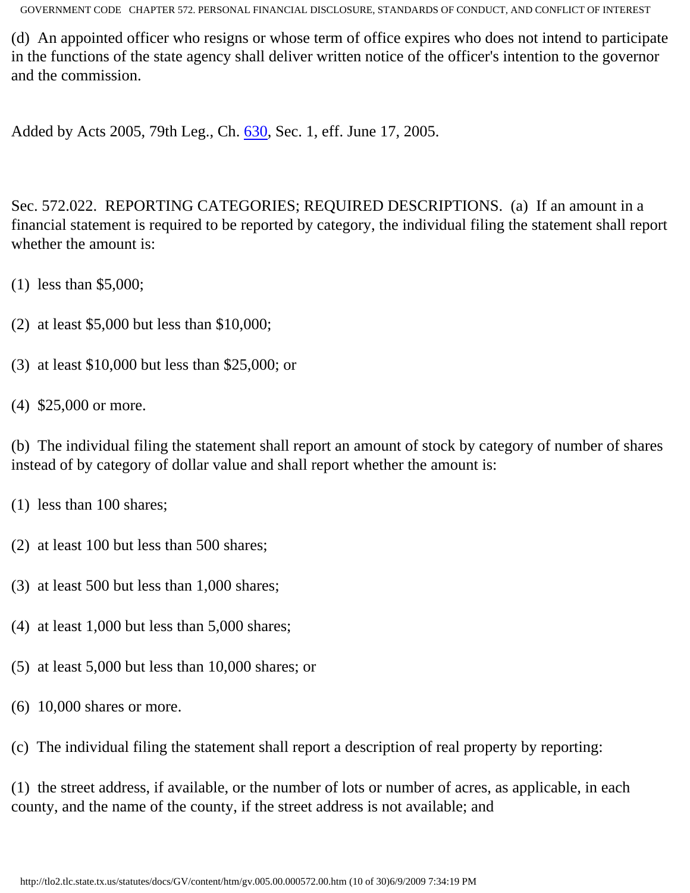(d) An appointed officer who resigns or whose term of office expires who does not intend to participate in the functions of the state agency shall deliver written notice of the officer's intention to the governor and the commission.

Added by Acts 2005, 79th Leg., Ch. 630, Sec. 1, eff. June 17, 2005.

Sec. 572.022. REPORTING CATEGORIES; REQUIRED DESCRIPTIONS. (a) If an amount in a financial statement is required to be reported by category, the individual filing the statement shall report whether the amount is:

(1) less than $5,000;

(2) at least $5,000 but less than $10,000;

(3) at least $10,000 but less than $25,000; or

(4) $25,000 or more.

(b) The individual filing the statement shall report an amount of stock by category of number of shares instead of by category of dollar value and shall report whether the amount is:

(1) less than 100 shares;

(2) at least 100 but less than 500 shares;

(3) at least 500 but less than 1,000 shares;

(4) at least 1,000 but less than 5,000 shares;

(5) at least 5,000 but less than 10,000 shares; or

(6) 10,000 shares or more.

(c) The individual filing the statement shall report a description of real property by reporting:

(1) the street address, if available, or the number of lots or number of acres, as applicable, in each county, and the name of the county, if the street address is not available; and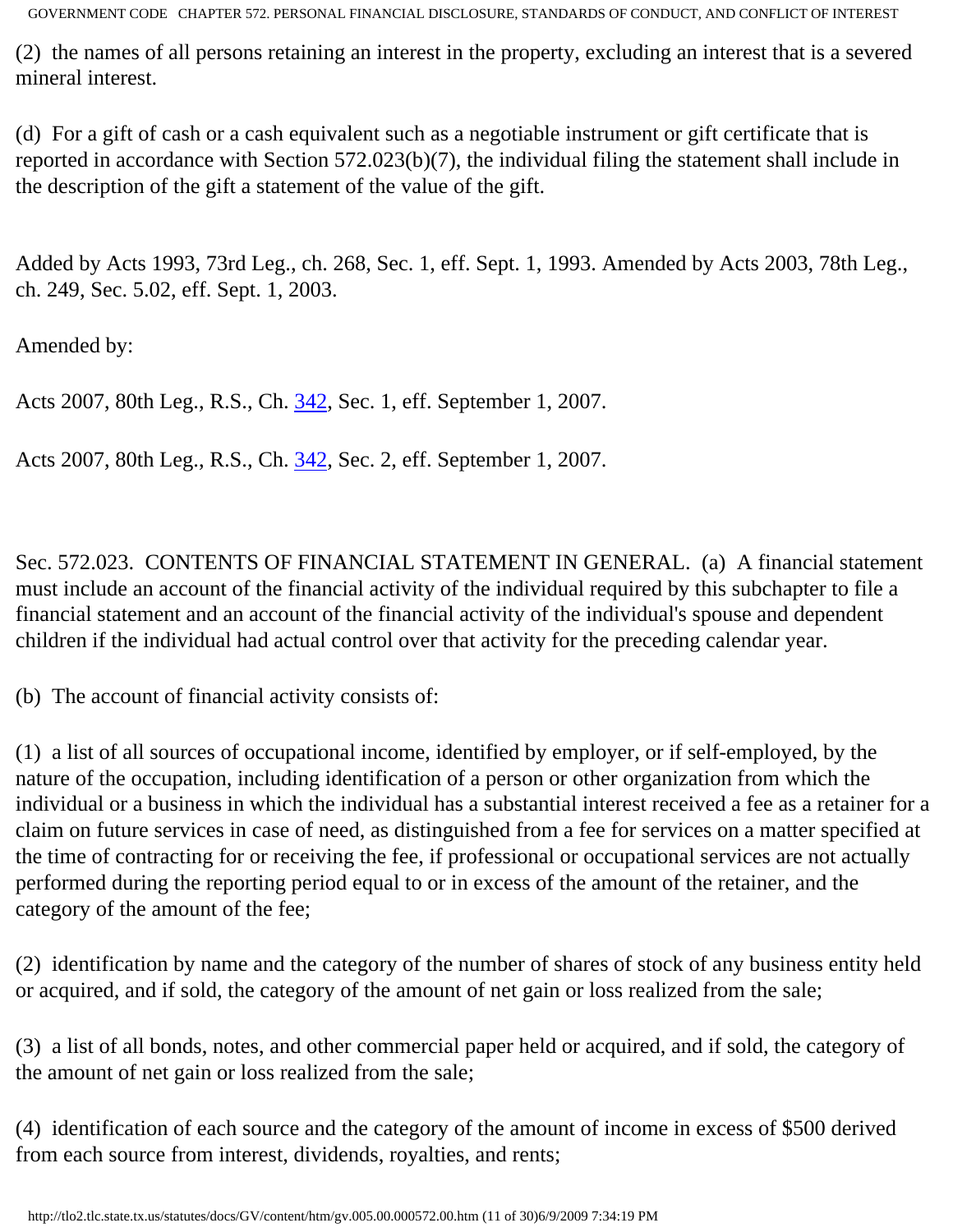(2) the names of all persons retaining an interest in the property, excluding an interest that is a severed mineral interest.

(d) For a gift of cash or a cash equivalent such as a negotiable instrument or gift certificate that is reported in accordance with Section 572.023(b)(7), the individual filing the statement shall include in the description of the gift a statement of the value of the gift.

Added by Acts 1993, 73rd Leg., ch. 268, Sec. 1, eff. Sept. 1, 1993. Amended by Acts 2003, 78th Leg., ch. 249, Sec. 5.02, eff. Sept. 1, 2003.

Amended by:

Acts 2007, 80th Leg., R.S., Ch. 342, Sec. 1, eff. September 1, 2007.

Acts 2007, 80th Leg., R.S., Ch. 342, Sec. 2, eff. September 1, 2007.

Sec. 572.023. CONTENTS OF FINANCIAL STATEMENT IN GENERAL. (a) A financial statement must include an account of the financial activity of the individual required by this subchapter to file a financial statement and an account of the financial activity of the individual's spouse and dependent children if the individual had actual control over that activity for the preceding calendar year.

(b) The account of financial activity consists of:

(1) a list of all sources of occupational income, identified by employer, or if self-employed, by the nature of the occupation, including identification of a person or other organization from which the individual or a business in which the individual has a substantial interest received a fee as a retainer for a claim on future services in case of need, as distinguished from a fee for services on a matter specified at the time of contracting for or receiving the fee, if professional or occupational services are not actually performed during the reporting period equal to or in excess of the amount of the retainer, and the category of the amount of the fee;

(2) identification by name and the category of the number of shares of stock of any business entity held or acquired, and if sold, the category of the amount of net gain or loss realized from the sale;

(3) a list of all bonds, notes, and other commercial paper held or acquired, and if sold, the category of the amount of net gain or loss realized from the sale;

(4) identification of each source and the category of the amount of income in excess of $500 derived from each source from interest, dividends, royalties, and rents;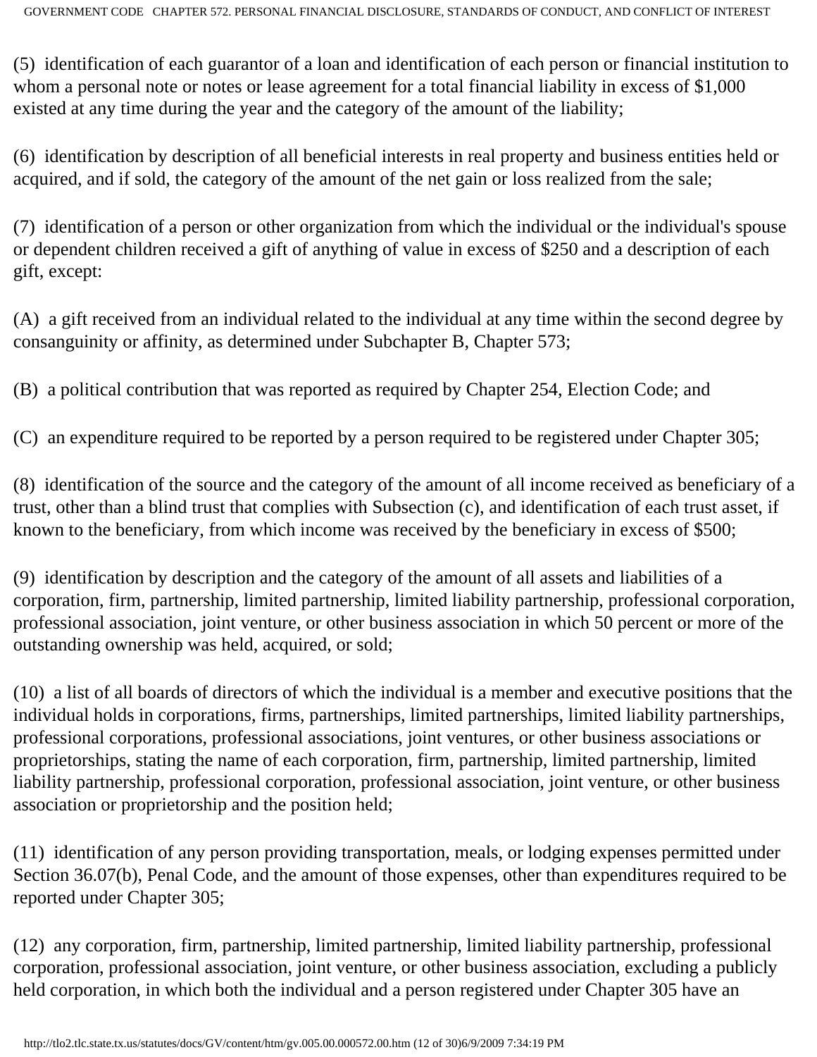(5) identification of each guarantor of a loan and identification of each person or financial institution to whom a personal note or notes or lease agreement for a total financial liability in excess of $1,000 existed at any time during the year and the category of the amount of the liability;

(6) identification by description of all beneficial interests in real property and business entities held or acquired, and if sold, the category of the amount of the net gain or loss realized from the sale;

(7) identification of a person or other organization from which the individual or the individual's spouse or dependent children received a gift of anything of value in excess of $250 and a description of each gift, except:

(A) a gift received from an individual related to the individual at any time within the second degree by consanguinity or affinity, as determined under Subchapter B, Chapter 573;

(B) a political contribution that was reported as required by Chapter 254, Election Code; and

(C) an expenditure required to be reported by a person required to be registered under Chapter 305;

(8) identification of the source and the category of the amount of all income received as beneficiary of a trust, other than a blind trust that complies with Subsection (c), and identification of each trust asset, if known to the beneficiary, from which income was received by the beneficiary in excess of $500;

(9) identification by description and the category of the amount of all assets and liabilities of a corporation, firm, partnership, limited partnership, limited liability partnership, professional corporation, professional association, joint venture, or other business association in which 50 percent or more of the outstanding ownership was held, acquired, or sold;

(10) a list of all boards of directors of which the individual is a member and executive positions that the individual holds in corporations, firms, partnerships, limited partnerships, limited liability partnerships, professional corporations, professional associations, joint ventures, or other business associations or proprietorships, stating the name of each corporation, firm, partnership, limited partnership, limited liability partnership, professional corporation, professional association, joint venture, or other business association or proprietorship and the position held;

(11) identification of any person providing transportation, meals, or lodging expenses permitted under Section 36.07(b), Penal Code, and the amount of those expenses, other than expenditures required to be reported under Chapter 305;

(12) any corporation, firm, partnership, limited partnership, limited liability partnership, professional corporation, professional association, joint venture, or other business association, excluding a publicly held corporation, in which both the individual and a person registered under Chapter 305 have an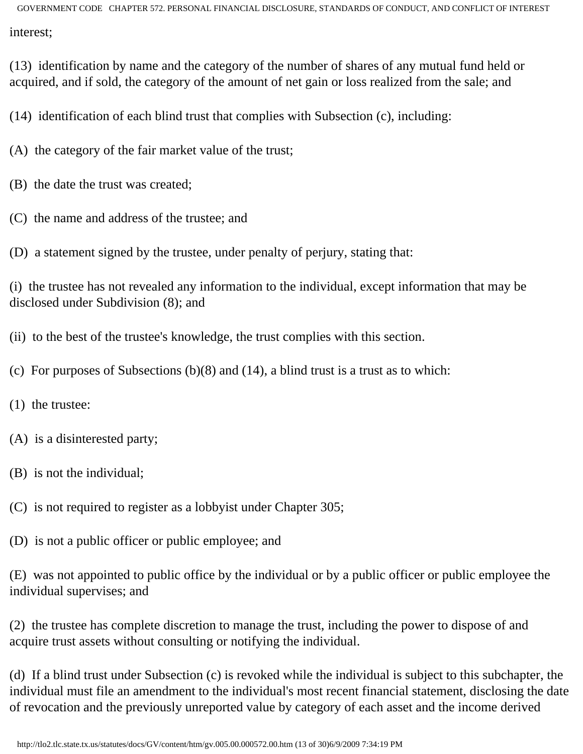interest;

(13) identification by name and the category of the number of shares of any mutual fund held or acquired, and if sold, the category of the amount of net gain or loss realized from the sale; and

(14) identification of each blind trust that complies with Subsection (c), including:

(A) the category of the fair market value of the trust;

(B) the date the trust was created;

(C) the name and address of the trustee; and

(D) a statement signed by the trustee, under penalty of perjury, stating that:

(i) the trustee has not revealed any information to the individual, except information that may be disclosed under Subdivision (8); and

(ii) to the best of the trustee's knowledge, the trust complies with this section.

(c) For purposes of Subsections (b)(8) and (14), a blind trust is a trust as to which:

(1) the trustee:

(A) is a disinterested party;

(B) is not the individual;

(C) is not required to register as a lobbyist under Chapter 305;

(D) is not a public officer or public employee; and

(E) was not appointed to public office by the individual or by a public officer or public employee the individual supervises; and

(2) the trustee has complete discretion to manage the trust, including the power to dispose of and acquire trust assets without consulting or notifying the individual.

(d) If a blind trust under Subsection (c) is revoked while the individual is subject to this subchapter, the individual must file an amendment to the individual's most recent financial statement, disclosing the date of revocation and the previously unreported value by category of each asset and the income derived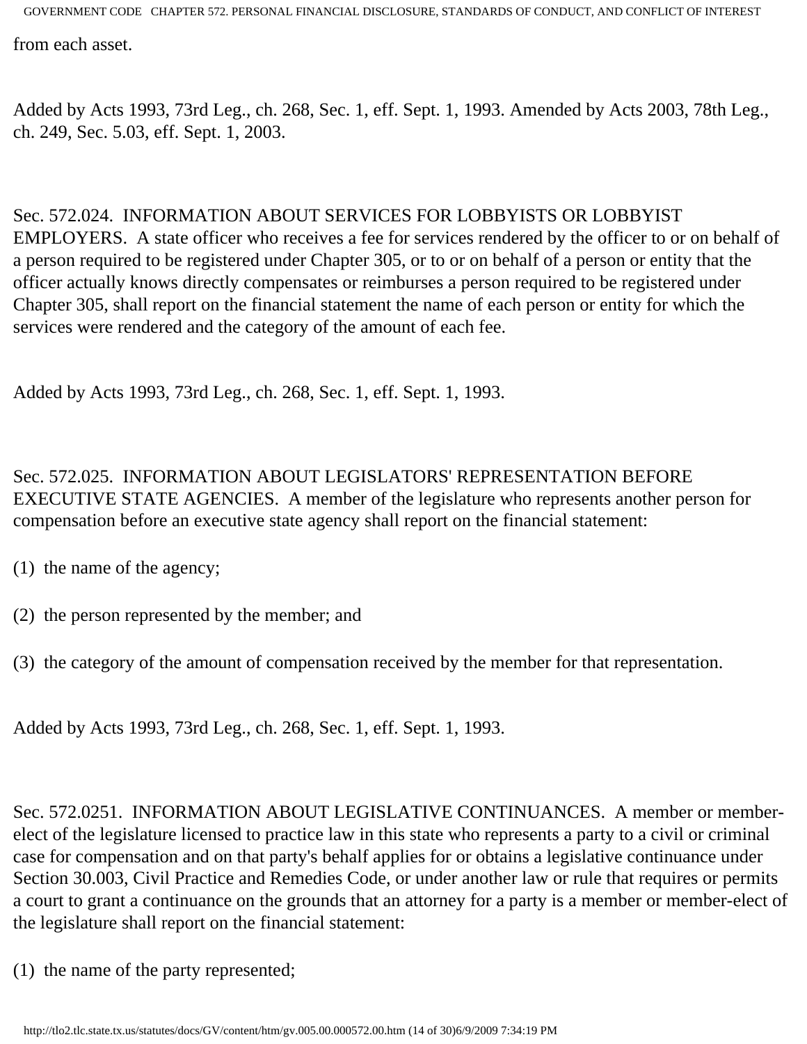from each asset.

Added by Acts 1993, 73rd Leg., ch. 268, Sec. 1, eff. Sept. 1, 1993. Amended by Acts 2003, 78th Leg., ch. 249, Sec. 5.03, eff. Sept. 1, 2003.

Sec. 572.024. INFORMATION ABOUT SERVICES FOR LOBBYISTS OR LOBBYIST EMPLOYERS. A state officer who receives a fee for services rendered by the officer to or on behalf of a person required to be registered under Chapter 305, or to or on behalf of a person or entity that the officer actually knows directly compensates or reimburses a person required to be registered under Chapter 305, shall report on the financial statement the name of each person or entity for which the services were rendered and the category of the amount of each fee.

Added by Acts 1993, 73rd Leg., ch. 268, Sec. 1, eff. Sept. 1, 1993.

Sec. 572.025. INFORMATION ABOUT LEGISLATORS' REPRESENTATION BEFORE EXECUTIVE STATE AGENCIES. A member of the legislature who represents another person for compensation before an executive state agency shall report on the financial statement:

(1) the name of the agency;

(2) the person represented by the member; and

(3) the category of the amount of compensation received by the member for that representation.

Added by Acts 1993, 73rd Leg., ch. 268, Sec. 1, eff. Sept. 1, 1993.

Sec. 572.0251. INFORMATION ABOUT LEGISLATIVE CONTINUANCES. A member or member-elect of the legislature licensed to practice law in this state who represents a party to a civil or criminal case for compensation and on that party's behalf applies for or obtains a legislative continuance under Section 30.003, Civil Practice and Remedies Code, or under another law or rule that requires or permits a court to grant a continuance on the grounds that an attorney for a party is a member or member-elect of the legislature shall report on the financial statement:

(1) the name of the party represented;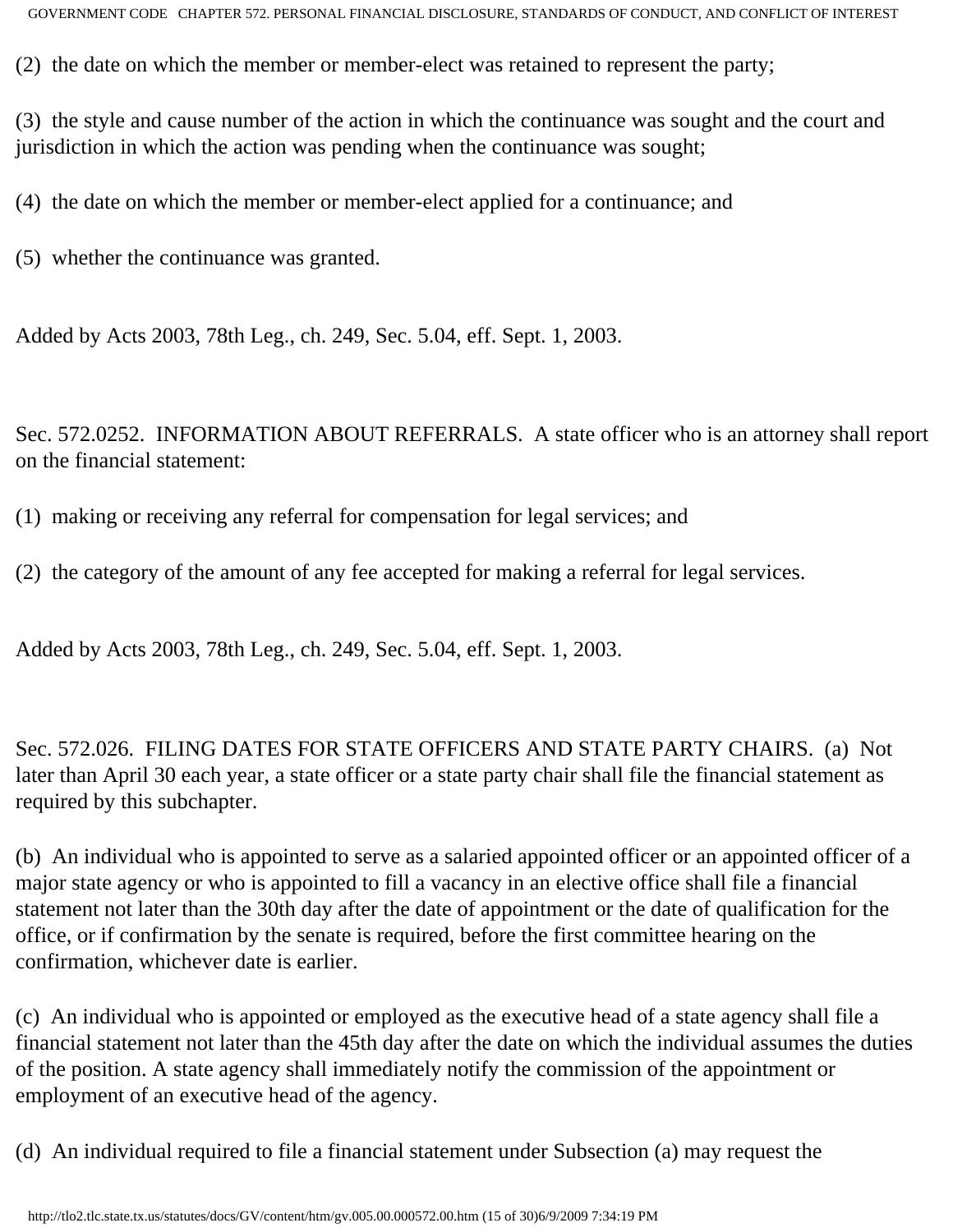(2) the date on which the member or member-elect was retained to represent the party;

(3) the style and cause number of the action in which the continuance was sought and the court and jurisdiction in which the action was pending when the continuance was sought;

(4) the date on which the member or member-elect applied for a continuance; and

(5) whether the continuance was granted.

Added by Acts 2003, 78th Leg., ch. 249, Sec. 5.04, eff. Sept. 1, 2003.

Sec. 572.0252. INFORMATION ABOUT REFERRALS. A state officer who is an attorney shall report on the financial statement:

(1) making or receiving any referral for compensation for legal services; and

(2) the category of the amount of any fee accepted for making a referral for legal services.

Added by Acts 2003, 78th Leg., ch. 249, Sec. 5.04, eff. Sept. 1, 2003.

Sec. 572.026. FILING DATES FOR STATE OFFICERS AND STATE PARTY CHAIRS. (a) Not later than April 30 each year, a state officer or a state party chair shall file the financial statement as required by this subchapter.

(b) An individual who is appointed to serve as a salaried appointed officer or an appointed officer of a major state agency or who is appointed to fill a vacancy in an elective office shall file a financial statement not later than the 30th day after the date of appointment or the date of qualification for the office, or if confirmation by the senate is required, before the first committee hearing on the confirmation, whichever date is earlier.

(c) An individual who is appointed or employed as the executive head of a state agency shall file a financial statement not later than the 45th day after the date on which the individual assumes the duties of the position. A state agency shall immediately notify the commission of the appointment or employment of an executive head of the agency.

(d) An individual required to file a financial statement under Subsection (a) may request the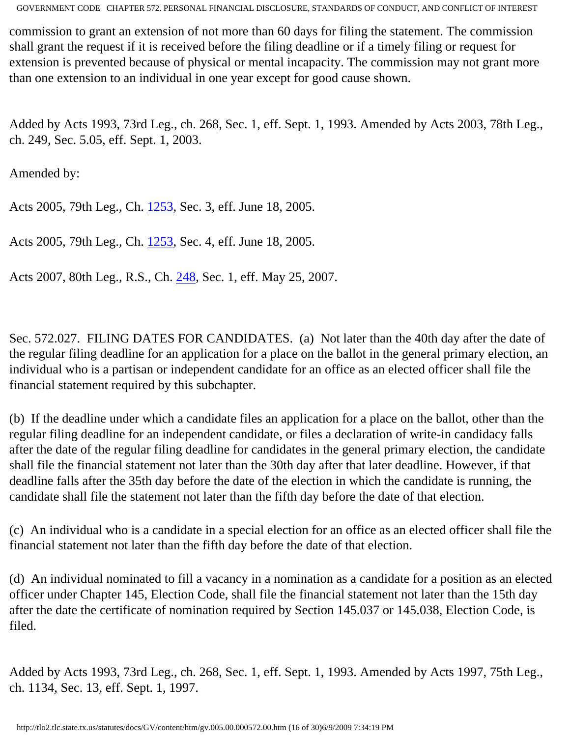commission to grant an extension of not more than 60 days for filing the statement. The commission shall grant the request if it is received before the filing deadline or if a timely filing or request for extension is prevented because of physical or mental incapacity. The commission may not grant more than one extension to an individual in one year except for good cause shown.

Added by Acts 1993, 73rd Leg., ch. 268, Sec. 1, eff. Sept. 1, 1993. Amended by Acts 2003, 78th Leg., ch. 249, Sec. 5.05, eff. Sept. 1, 2003.

Amended by:

Acts 2005, 79th Leg., Ch. 1253, Sec. 3, eff. June 18, 2005.

Acts 2005, 79th Leg., Ch. 1253, Sec. 4, eff. June 18, 2005.

Acts 2007, 80th Leg., R.S., Ch. 248, Sec. 1, eff. May 25, 2007.

Sec. 572.027. FILING DATES FOR CANDIDATES. (a) Not later than the 40th day after the date of the regular filing deadline for an application for a place on the ballot in the general primary election, an individual who is a partisan or independent candidate for an office as an elected officer shall file the financial statement required by this subchapter.

(b) If the deadline under which a candidate files an application for a place on the ballot, other than the regular filing deadline for an independent candidate, or files a declaration of write-in candidacy falls after the date of the regular filing deadline for candidates in the general primary election, the candidate shall file the financial statement not later than the 30th day after that later deadline. However, if that deadline falls after the 35th day before the date of the election in which the candidate is running, the candidate shall file the statement not later than the fifth day before the date of that election.

(c) An individual who is a candidate in a special election for an office as an elected officer shall file the financial statement not later than the fifth day before the date of that election.

(d) An individual nominated to fill a vacancy in a nomination as a candidate for a position as an elected officer under Chapter 145, Election Code, shall file the financial statement not later than the 15th day after the date the certificate of nomination required by Section 145.037 or 145.038, Election Code, is filed.

Added by Acts 1993, 73rd Leg., ch. 268, Sec. 1, eff. Sept. 1, 1993. Amended by Acts 1997, 75th Leg., ch. 1134, Sec. 13, eff. Sept. 1, 1997.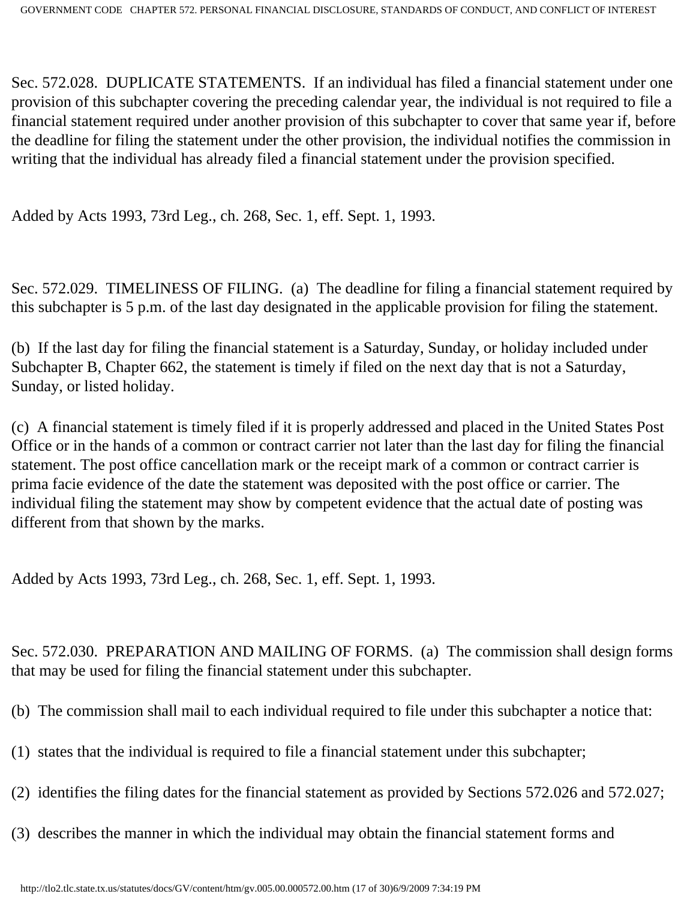Sec. 572.028. DUPLICATE STATEMENTS. If an individual has filed a financial statement under one provision of this subchapter covering the preceding calendar year, the individual is not required to file a financial statement required under another provision of this subchapter to cover that same year if, before the deadline for filing the statement under the other provision, the individual notifies the commission in writing that the individual has already filed a financial statement under the provision specified.

Added by Acts 1993, 73rd Leg., ch. 268, Sec. 1, eff. Sept. 1, 1993.

Sec. 572.029. TIMELINESS OF FILING. (a) The deadline for filing a financial statement required by this subchapter is 5 p.m. of the last day designated in the applicable provision for filing the statement.

(b) If the last day for filing the financial statement is a Saturday, Sunday, or holiday included under Subchapter B, Chapter 662, the statement is timely if filed on the next day that is not a Saturday, Sunday, or listed holiday.

(c) A financial statement is timely filed if it is properly addressed and placed in the United States Post Office or in the hands of a common or contract carrier not later than the last day for filing the financial statement. The post office cancellation mark or the receipt mark of a common or contract carrier is prima facie evidence of the date the statement was deposited with the post office or carrier. The individual filing the statement may show by competent evidence that the actual date of posting was different from that shown by the marks.

Added by Acts 1993, 73rd Leg., ch. 268, Sec. 1, eff. Sept. 1, 1993.

Sec. 572.030. PREPARATION AND MAILING OF FORMS. (a) The commission shall design forms that may be used for filing the financial statement under this subchapter.

(b) The commission shall mail to each individual required to file under this subchapter a notice that:

(1) states that the individual is required to file a financial statement under this subchapter;

(2) identifies the filing dates for the financial statement as provided by Sections 572.026 and 572.027;

(3) describes the manner in which the individual may obtain the financial statement forms and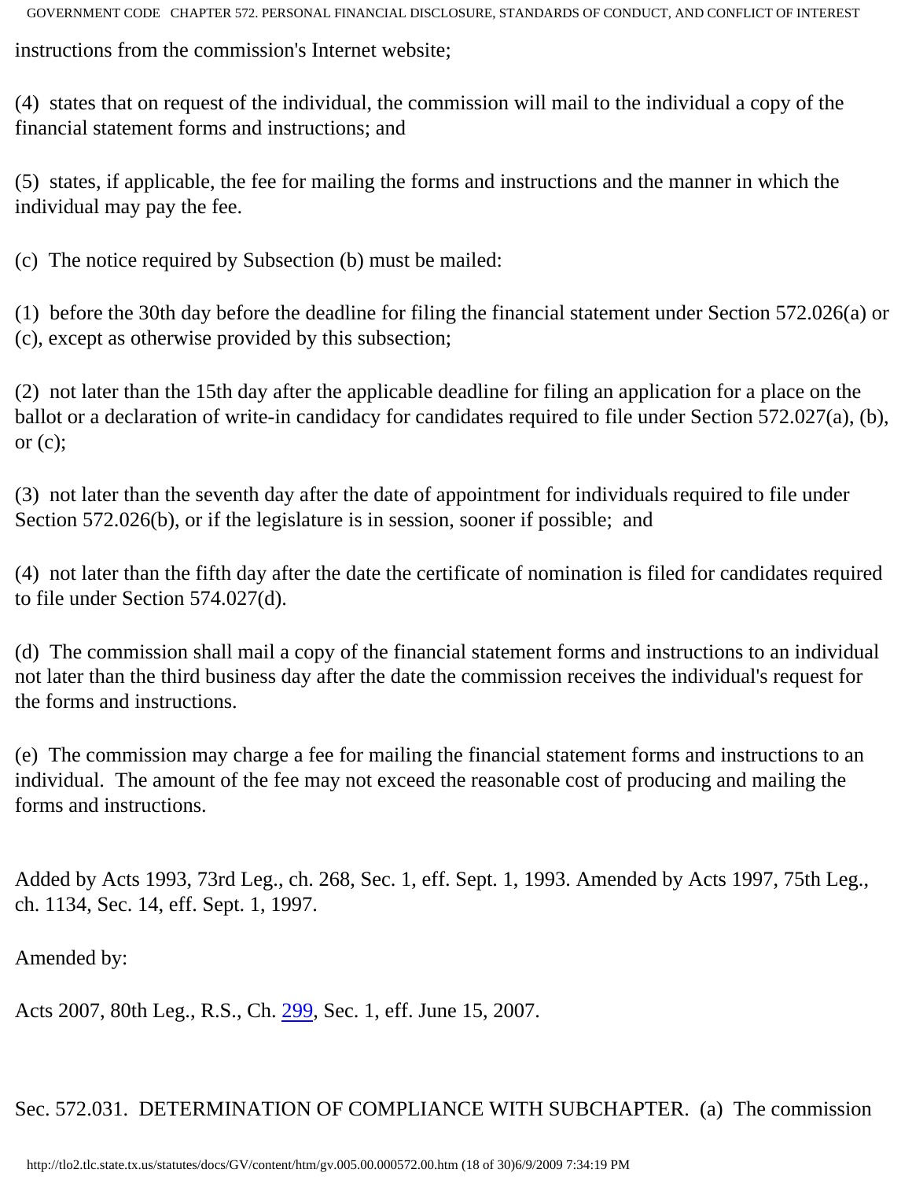instructions from the commission's Internet website;

(4) states that on request of the individual, the commission will mail to the individual a copy of the financial statement forms and instructions; and

(5) states, if applicable, the fee for mailing the forms and instructions and the manner in which the individual may pay the fee.

(c) The notice required by Subsection (b) must be mailed:

(1) before the 30th day before the deadline for filing the financial statement under Section 572.026(a) or (c), except as otherwise provided by this subsection;

(2) not later than the 15th day after the applicable deadline for filing an application for a place on the ballot or a declaration of write-in candidacy for candidates required to file under Section 572.027(a), (b), or (c);

(3) not later than the seventh day after the date of appointment for individuals required to file under Section 572.026(b), or if the legislature is in session, sooner if possible; and

(4) not later than the fifth day after the date the certificate of nomination is filed for candidates required to file under Section 574.027(d).

(d) The commission shall mail a copy of the financial statement forms and instructions to an individual not later than the third business day after the date the commission receives the individual's request for the forms and instructions.

(e) The commission may charge a fee for mailing the financial statement forms and instructions to an individual. The amount of the fee may not exceed the reasonable cost of producing and mailing the forms and instructions.

Added by Acts 1993, 73rd Leg., ch. 268, Sec. 1, eff. Sept. 1, 1993. Amended by Acts 1997, 75th Leg., ch. 1134, Sec. 14, eff. Sept. 1, 1997.

Amended by:

Acts 2007, 80th Leg., R.S., Ch. 299, Sec. 1, eff. June 15, 2007.

Sec. 572.031. DETERMINATION OF COMPLIANCE WITH SUBCHAPTER. (a) The commission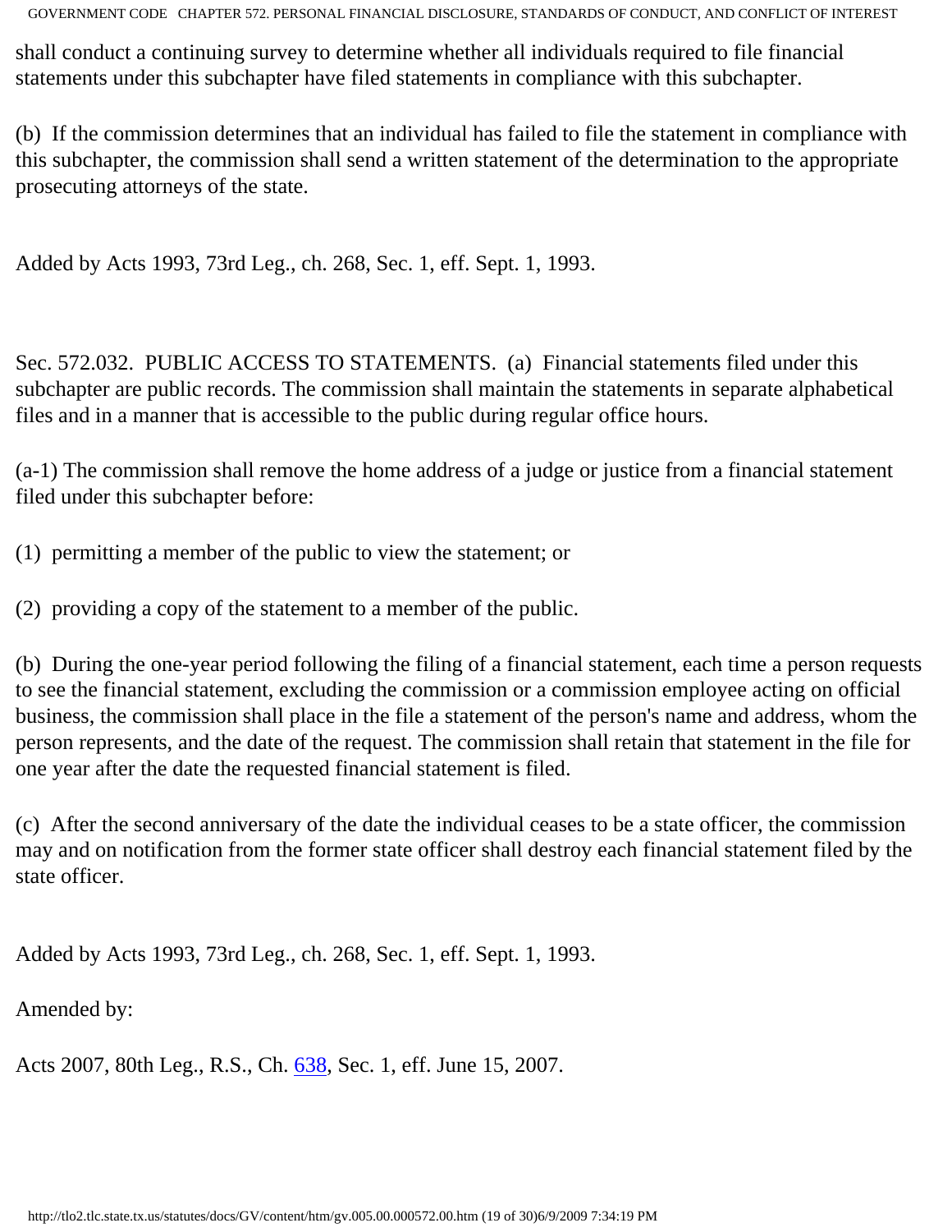shall conduct a continuing survey to determine whether all individuals required to file financial statements under this subchapter have filed statements in compliance with this subchapter.

(b) If the commission determines that an individual has failed to file the statement in compliance with this subchapter, the commission shall send a written statement of the determination to the appropriate prosecuting attorneys of the state.

Added by Acts 1993, 73rd Leg., ch. 268, Sec. 1, eff. Sept. 1, 1993.

Sec. 572.032. PUBLIC ACCESS TO STATEMENTS. (a) Financial statements filed under this subchapter are public records. The commission shall maintain the statements in separate alphabetical files and in a manner that is accessible to the public during regular office hours.

(a-1) The commission shall remove the home address of a judge or justice from a financial statement filed under this subchapter before:

(1) permitting a member of the public to view the statement; or

(2) providing a copy of the statement to a member of the public.

(b) During the one-year period following the filing of a financial statement, each time a person requests to see the financial statement, excluding the commission or a commission employee acting on official business, the commission shall place in the file a statement of the person's name and address, whom the person represents, and the date of the request. The commission shall retain that statement in the file for one year after the date the requested financial statement is filed.

(c) After the second anniversary of the date the individual ceases to be a state officer, the commission may and on notification from the former state officer shall destroy each financial statement filed by the state officer.

Added by Acts 1993, 73rd Leg., ch. 268, Sec. 1, eff. Sept. 1, 1993.

Amended by:

Acts 2007, 80th Leg., R.S., Ch. 638, Sec. 1, eff. June 15, 2007.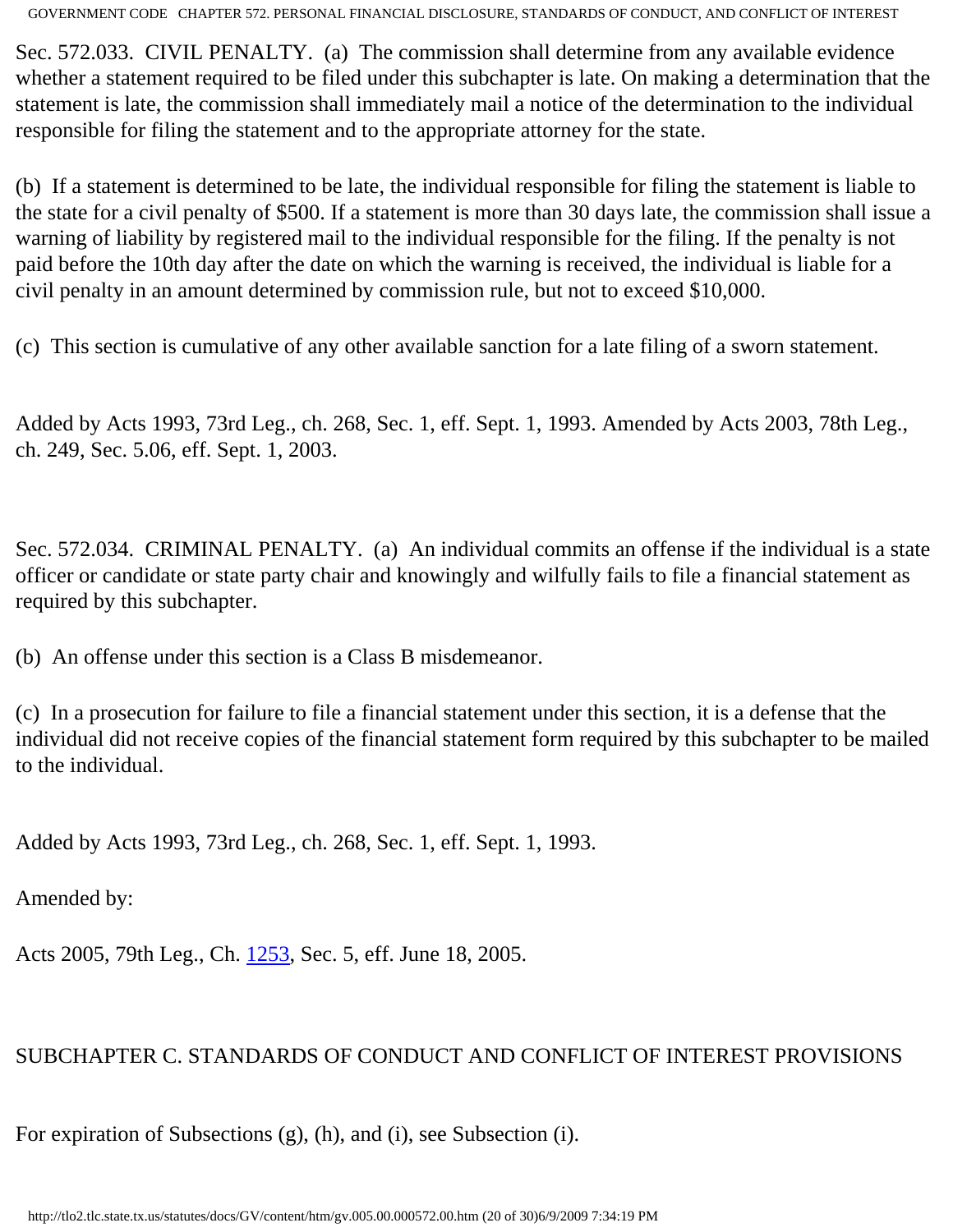Sec. 572.033. CIVIL PENALTY. (a) The commission shall determine from any available evidence whether a statement required to be filed under this subchapter is late. On making a determination that the statement is late, the commission shall immediately mail a notice of the determination to the individual responsible for filing the statement and to the appropriate attorney for the state.

(b) If a statement is determined to be late, the individual responsible for filing the statement is liable to the state for a civil penalty of $500. If a statement is more than 30 days late, the commission shall issue a warning of liability by registered mail to the individual responsible for the filing. If the penalty is not paid before the 10th day after the date on which the warning is received, the individual is liable for a civil penalty in an amount determined by commission rule, but not to exceed $10,000.

(c) This section is cumulative of any other available sanction for a late filing of a sworn statement.

Added by Acts 1993, 73rd Leg., ch. 268, Sec. 1, eff. Sept. 1, 1993. Amended by Acts 2003, 78th Leg., ch. 249, Sec. 5.06, eff. Sept. 1, 2003.

Sec. 572.034. CRIMINAL PENALTY. (a) An individual commits an offense if the individual is a state officer or candidate or state party chair and knowingly and wilfully fails to file a financial statement as required by this subchapter.

(b) An offense under this section is a Class B misdemeanor.

(c) In a prosecution for failure to file a financial statement under this section, it is a defense that the individual did not receive copies of the financial statement form required by this subchapter to be mailed to the individual.

Added by Acts 1993, 73rd Leg., ch. 268, Sec. 1, eff. Sept. 1, 1993.

Amended by:

Acts 2005, 79th Leg., Ch. [1253](http://www.legis.state.tx.us/tlodocs/79R/billtext/html/SB00294F.HTM), Sec. 5, eff. June 18, 2005.

## SUBCHAPTER C. STANDARDS OF CONDUCT AND CONFLICT OF INTEREST PROVISIONS

For expiration of Subsections (g), (h), and (i), see Subsection (i).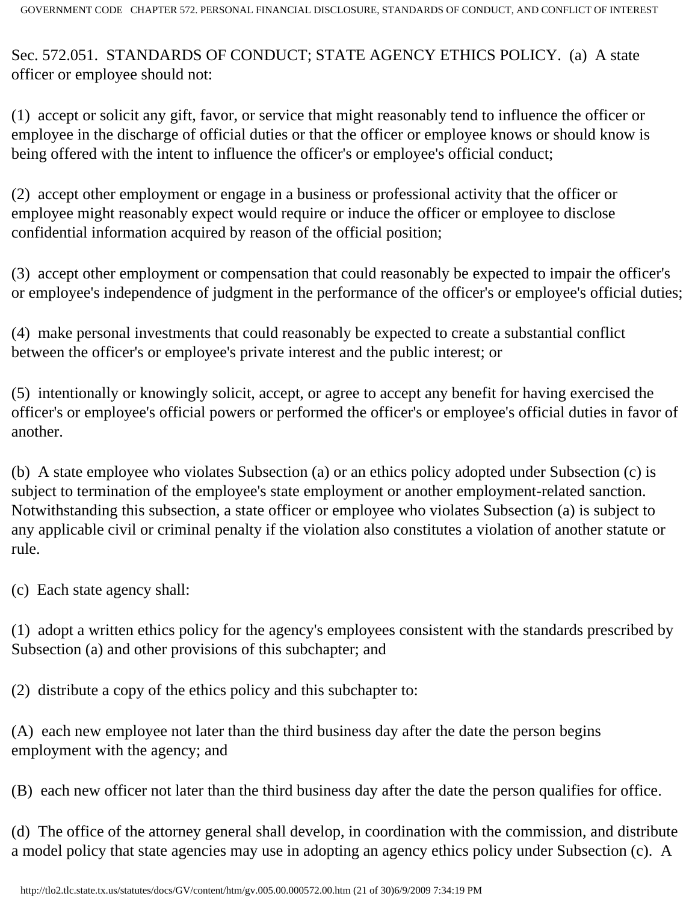Sec. 572.051. STANDARDS OF CONDUCT; STATE AGENCY ETHICS POLICY. (a) A state officer or employee should not:

(1) accept or solicit any gift, favor, or service that might reasonably tend to influence the officer or employee in the discharge of official duties or that the officer or employee knows or should know is being offered with the intent to influence the officer's or employee's official conduct;

(2) accept other employment or engage in a business or professional activity that the officer or employee might reasonably expect would require or induce the officer or employee to disclose confidential information acquired by reason of the official position;

(3) accept other employment or compensation that could reasonably be expected to impair the officer's or employee's independence of judgment in the performance of the officer's or employee's official duties;

(4) make personal investments that could reasonably be expected to create a substantial conflict between the officer's or employee's private interest and the public interest; or

(5) intentionally or knowingly solicit, accept, or agree to accept any benefit for having exercised the officer's or employee's official powers or performed the officer's or employee's official duties in favor of another.

(b) A state employee who violates Subsection (a) or an ethics policy adopted under Subsection (c) is subject to termination of the employee's state employment or another employment-related sanction. Notwithstanding this subsection, a state officer or employee who violates Subsection (a) is subject to any applicable civil or criminal penalty if the violation also constitutes a violation of another statute or rule.

(c) Each state agency shall:

(1) adopt a written ethics policy for the agency's employees consistent with the standards prescribed by Subsection (a) and other provisions of this subchapter; and

(2) distribute a copy of the ethics policy and this subchapter to:

(A) each new employee not later than the third business day after the date the person begins employment with the agency; and

(B) each new officer not later than the third business day after the date the person qualifies for office.

(d) The office of the attorney general shall develop, in coordination with the commission, and distribute a model policy that state agencies may use in adopting an agency ethics policy under Subsection (c). A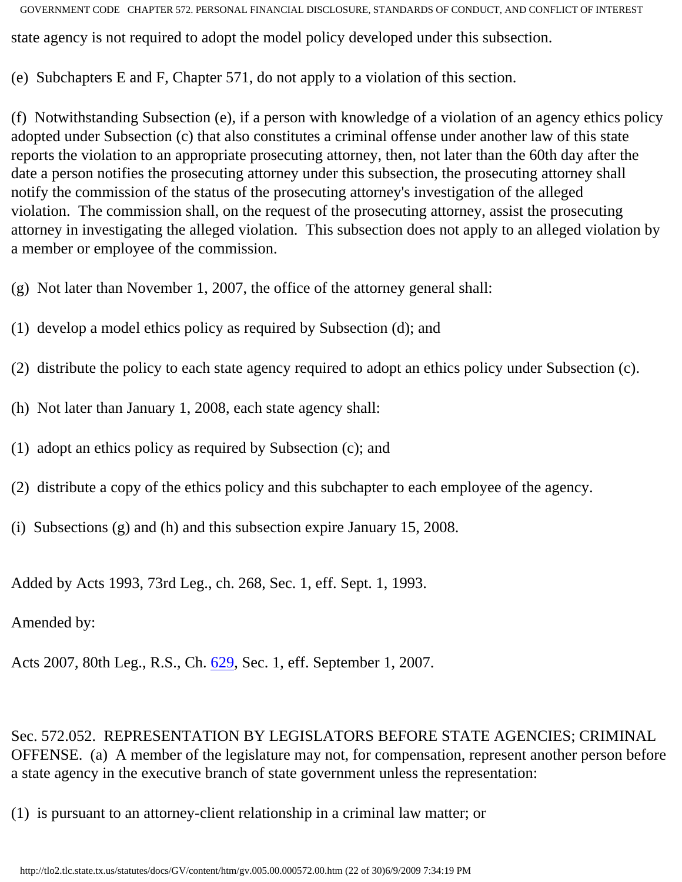state agency is not required to adopt the model policy developed under this subsection.

(e) Subchapters E and F, Chapter 571, do not apply to a violation of this section.

(f) Notwithstanding Subsection (e), if a person with knowledge of a violation of an agency ethics policy adopted under Subsection (c) that also constitutes a criminal offense under another law of this state reports the violation to an appropriate prosecuting attorney, then, not later than the 60th day after the date a person notifies the prosecuting attorney under this subsection, the prosecuting attorney shall notify the commission of the status of the prosecuting attorney's investigation of the alleged violation. The commission shall, on the request of the prosecuting attorney, assist the prosecuting attorney in investigating the alleged violation. This subsection does not apply to an alleged violation by a member or employee of the commission.

(g) Not later than November 1, 2007, the office of the attorney general shall:

(1) develop a model ethics policy as required by Subsection (d); and

(2) distribute the policy to each state agency required to adopt an ethics policy under Subsection (c).

(h) Not later than January 1, 2008, each state agency shall:

(1) adopt an ethics policy as required by Subsection (c); and

(2) distribute a copy of the ethics policy and this subchapter to each employee of the agency.

(i) Subsections (g) and (h) and this subsection expire January 15, 2008.

Added by Acts 1993, 73rd Leg., ch. 268, Sec. 1, eff. Sept. 1, 1993.

Amended by:

Acts 2007, 80th Leg., R.S., Ch. 629, Sec. 1, eff. September 1, 2007.

Sec. 572.052. REPRESENTATION BY LEGISLATORS BEFORE STATE AGENCIES; CRIMINAL OFFENSE. (a) A member of the legislature may not, for compensation, represent another person before a state agency in the executive branch of state government unless the representation:

(1) is pursuant to an attorney-client relationship in a criminal law matter; or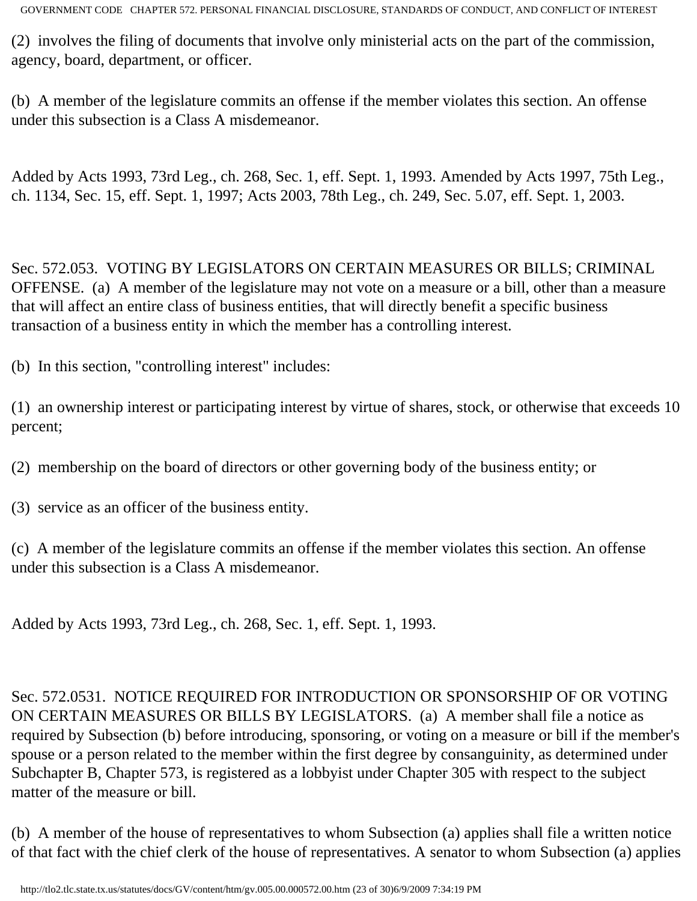(2) involves the filing of documents that involve only ministerial acts on the part of the commission, agency, board, department, or officer.

(b) A member of the legislature commits an offense if the member violates this section. An offense under this subsection is a Class A misdemeanor.

Added by Acts 1993, 73rd Leg., ch. 268, Sec. 1, eff. Sept. 1, 1993. Amended by Acts 1997, 75th Leg., ch. 1134, Sec. 15, eff. Sept. 1, 1997; Acts 2003, 78th Leg., ch. 249, Sec. 5.07, eff. Sept. 1, 2003.

Sec. 572.053. VOTING BY LEGISLATORS ON CERTAIN MEASURES OR BILLS; CRIMINAL OFFENSE. (a) A member of the legislature may not vote on a measure or a bill, other than a measure that will affect an entire class of business entities, that will directly benefit a specific business transaction of a business entity in which the member has a controlling interest.

(b) In this section, "controlling interest" includes:

(1) an ownership interest or participating interest by virtue of shares, stock, or otherwise that exceeds 10 percent;

(2) membership on the board of directors or other governing body of the business entity; or

(3) service as an officer of the business entity.

(c) A member of the legislature commits an offense if the member violates this section. An offense under this subsection is a Class A misdemeanor.

Added by Acts 1993, 73rd Leg., ch. 268, Sec. 1, eff. Sept. 1, 1993.

Sec. 572.0531. NOTICE REQUIRED FOR INTRODUCTION OR SPONSORSHIP OF OR VOTING ON CERTAIN MEASURES OR BILLS BY LEGISLATORS. (a) A member shall file a notice as required by Subsection (b) before introducing, sponsoring, or voting on a measure or bill if the member's spouse or a person related to the member within the first degree by consanguinity, as determined under Subchapter B, Chapter 573, is registered as a lobbyist under Chapter 305 with respect to the subject matter of the measure or bill.

(b) A member of the house of representatives to whom Subsection (a) applies shall file a written notice of that fact with the chief clerk of the house of representatives. A senator to whom Subsection (a) applies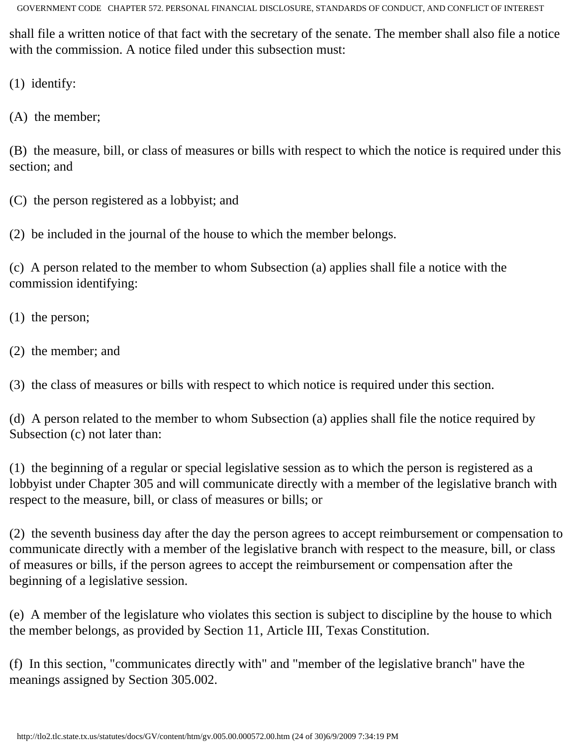shall file a written notice of that fact with the secretary of the senate. The member shall also file a notice with the commission. A notice filed under this subsection must:

(1) identify:

(A) the member;

(B) the measure, bill, or class of measures or bills with respect to which the notice is required under this section; and

(C) the person registered as a lobbyist; and

(2) be included in the journal of the house to which the member belongs.

(c) A person related to the member to whom Subsection (a) applies shall file a notice with the commission identifying:

(1) the person;

(2) the member; and

(3) the class of measures or bills with respect to which notice is required under this section.

(d) A person related to the member to whom Subsection (a) applies shall file the notice required by Subsection (c) not later than:

(1) the beginning of a regular or special legislative session as to which the person is registered as a lobbyist under Chapter 305 and will communicate directly with a member of the legislative branch with respect to the measure, bill, or class of measures or bills; or

(2) the seventh business day after the day the person agrees to accept reimbursement or compensation to communicate directly with a member of the legislative branch with respect to the measure, bill, or class of measures or bills, if the person agrees to accept the reimbursement or compensation after the beginning of a legislative session.

(e) A member of the legislature who violates this section is subject to discipline by the house to which the member belongs, as provided by Section 11, Article III, Texas Constitution.

(f) In this section, "communicates directly with" and "member of the legislative branch" have the meanings assigned by Section 305.002.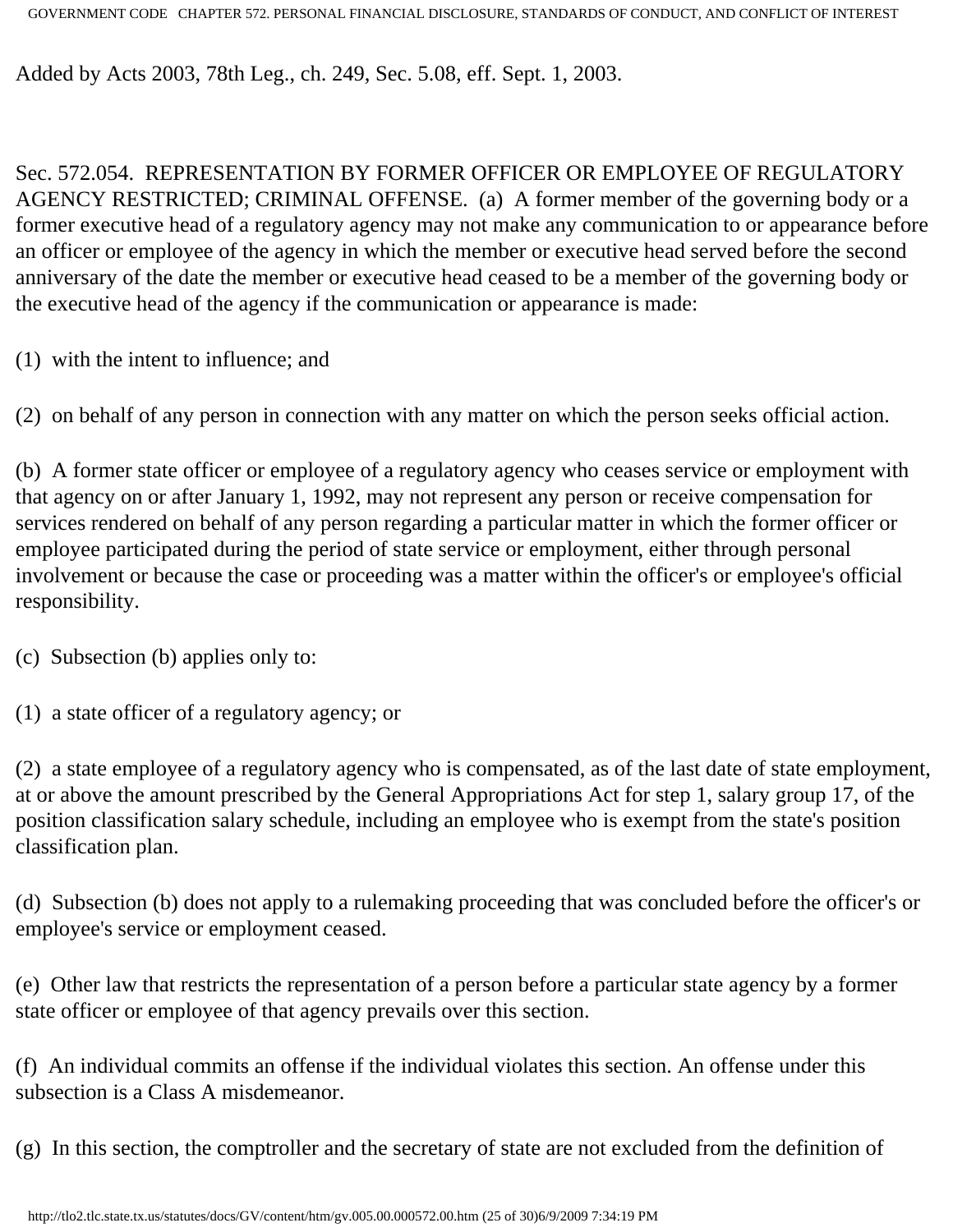Added by Acts 2003, 78th Leg., ch. 249, Sec. 5.08, eff. Sept. 1, 2003.

Sec. 572.054. REPRESENTATION BY FORMER OFFICER OR EMPLOYEE OF REGULATORY AGENCY RESTRICTED; CRIMINAL OFFENSE. (a) A former member of the governing body or a former executive head of a regulatory agency may not make any communication to or appearance before an officer or employee of the agency in which the member or executive head served before the second anniversary of the date the member or executive head ceased to be a member of the governing body or the executive head of the agency if the communication or appearance is made:

(1) with the intent to influence; and

(2) on behalf of any person in connection with any matter on which the person seeks official action.

(b) A former state officer or employee of a regulatory agency who ceases service or employment with that agency on or after January 1, 1992, may not represent any person or receive compensation for services rendered on behalf of any person regarding a particular matter in which the former officer or employee participated during the period of state service or employment, either through personal involvement or because the case or proceeding was a matter within the officer's or employee's official responsibility.

(c) Subsection (b) applies only to:

(1) a state officer of a regulatory agency; or

(2) a state employee of a regulatory agency who is compensated, as of the last date of state employment, at or above the amount prescribed by the General Appropriations Act for step 1, salary group 17, of the position classification salary schedule, including an employee who is exempt from the state's position classification plan.

(d) Subsection (b) does not apply to a rulemaking proceeding that was concluded before the officer's or employee's service or employment ceased.

(e) Other law that restricts the representation of a person before a particular state agency by a former state officer or employee of that agency prevails over this section.

(f) An individual commits an offense if the individual violates this section. An offense under this subsection is a Class A misdemeanor.

(g) In this section, the comptroller and the secretary of state are not excluded from the definition of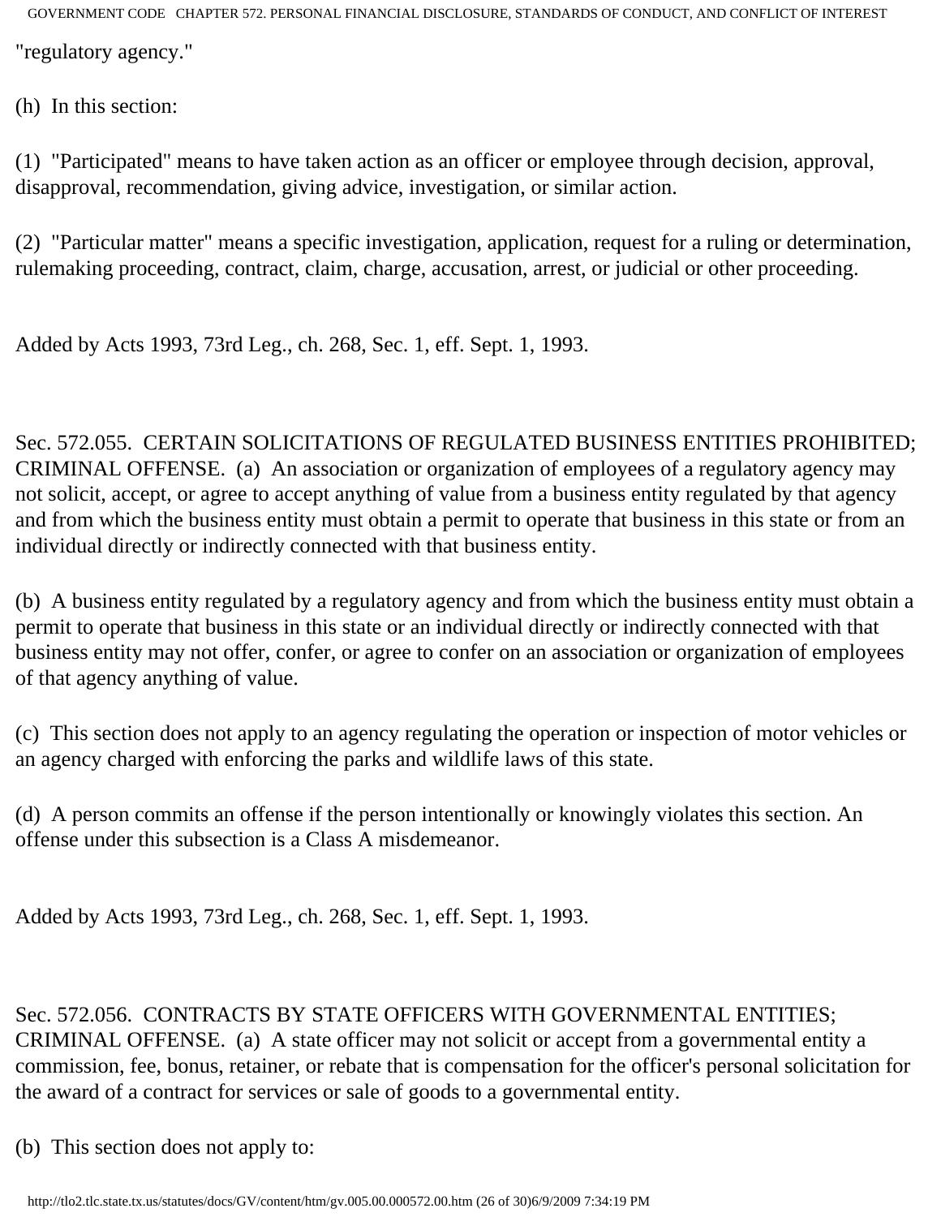"regulatory agency."

(h) In this section:

(1) "Participated" means to have taken action as an officer or employee through decision, approval, disapproval, recommendation, giving advice, investigation, or similar action.

(2) "Particular matter" means a specific investigation, application, request for a ruling or determination, rulemaking proceeding, contract, claim, charge, accusation, arrest, or judicial or other proceeding.

Added by Acts 1993, 73rd Leg., ch. 268, Sec. 1, eff. Sept. 1, 1993.

Sec. 572.055. CERTAIN SOLICITATIONS OF REGULATED BUSINESS ENTITIES PROHIBITED; CRIMINAL OFFENSE. (a) An association or organization of employees of a regulatory agency may not solicit, accept, or agree to accept anything of value from a business entity regulated by that agency and from which the business entity must obtain a permit to operate that business in this state or from an individual directly or indirectly connected with that business entity.

(b) A business entity regulated by a regulatory agency and from which the business entity must obtain a permit to operate that business in this state or an individual directly or indirectly connected with that business entity may not offer, confer, or agree to confer on an association or organization of employees of that agency anything of value.

(c) This section does not apply to an agency regulating the operation or inspection of motor vehicles or an agency charged with enforcing the parks and wildlife laws of this state.

(d) A person commits an offense if the person intentionally or knowingly violates this section. An offense under this subsection is a Class A misdemeanor.

Added by Acts 1993, 73rd Leg., ch. 268, Sec. 1, eff. Sept. 1, 1993.

Sec. 572.056. CONTRACTS BY STATE OFFICERS WITH GOVERNMENTAL ENTITIES; CRIMINAL OFFENSE. (a) A state officer may not solicit or accept from a governmental entity a commission, fee, bonus, retainer, or rebate that is compensation for the officer's personal solicitation for the award of a contract for services or sale of goods to a governmental entity.

(b) This section does not apply to: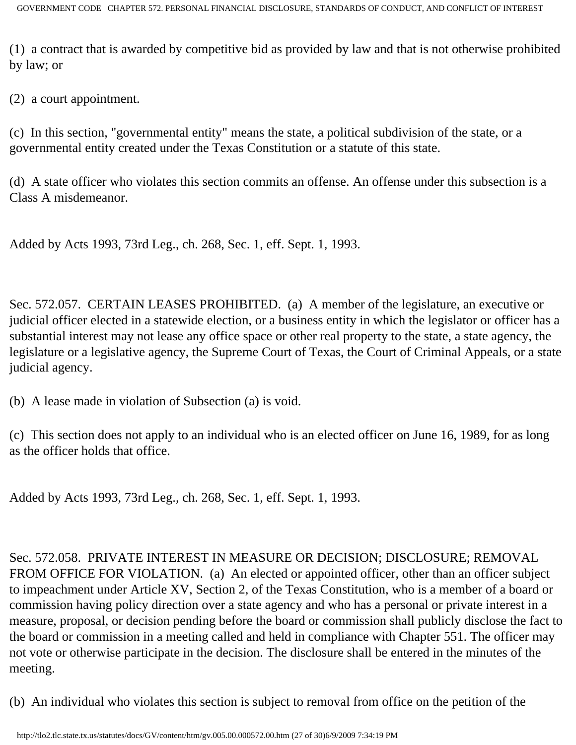(1) a contract that is awarded by competitive bid as provided by law and that is not otherwise prohibited by law; or

(2) a court appointment.

(c) In this section, "governmental entity" means the state, a political subdivision of the state, or a governmental entity created under the Texas Constitution or a statute of this state.

(d) A state officer who violates this section commits an offense. An offense under this subsection is a Class A misdemeanor.

Added by Acts 1993, 73rd Leg., ch. 268, Sec. 1, eff. Sept. 1, 1993.

Sec. 572.057. CERTAIN LEASES PROHIBITED. (a) A member of the legislature, an executive or judicial officer elected in a statewide election, or a business entity in which the legislator or officer has a substantial interest may not lease any office space or other real property to the state, a state agency, the legislature or a legislative agency, the Supreme Court of Texas, the Court of Criminal Appeals, or a state judicial agency.

(b) A lease made in violation of Subsection (a) is void.

(c) This section does not apply to an individual who is an elected officer on June 16, 1989, for as long as the officer holds that office.

Added by Acts 1993, 73rd Leg., ch. 268, Sec. 1, eff. Sept. 1, 1993.

Sec. 572.058. PRIVATE INTEREST IN MEASURE OR DECISION; DISCLOSURE; REMOVAL FROM OFFICE FOR VIOLATION. (a) An elected or appointed officer, other than an officer subject to impeachment under Article XV, Section 2, of the Texas Constitution, who is a member of a board or commission having policy direction over a state agency and who has a personal or private interest in a measure, proposal, or decision pending before the board or commission shall publicly disclose the fact to the board or commission in a meeting called and held in compliance with Chapter 551. The officer may not vote or otherwise participate in the decision. The disclosure shall be entered in the minutes of the meeting.

(b) An individual who violates this section is subject to removal from office on the petition of the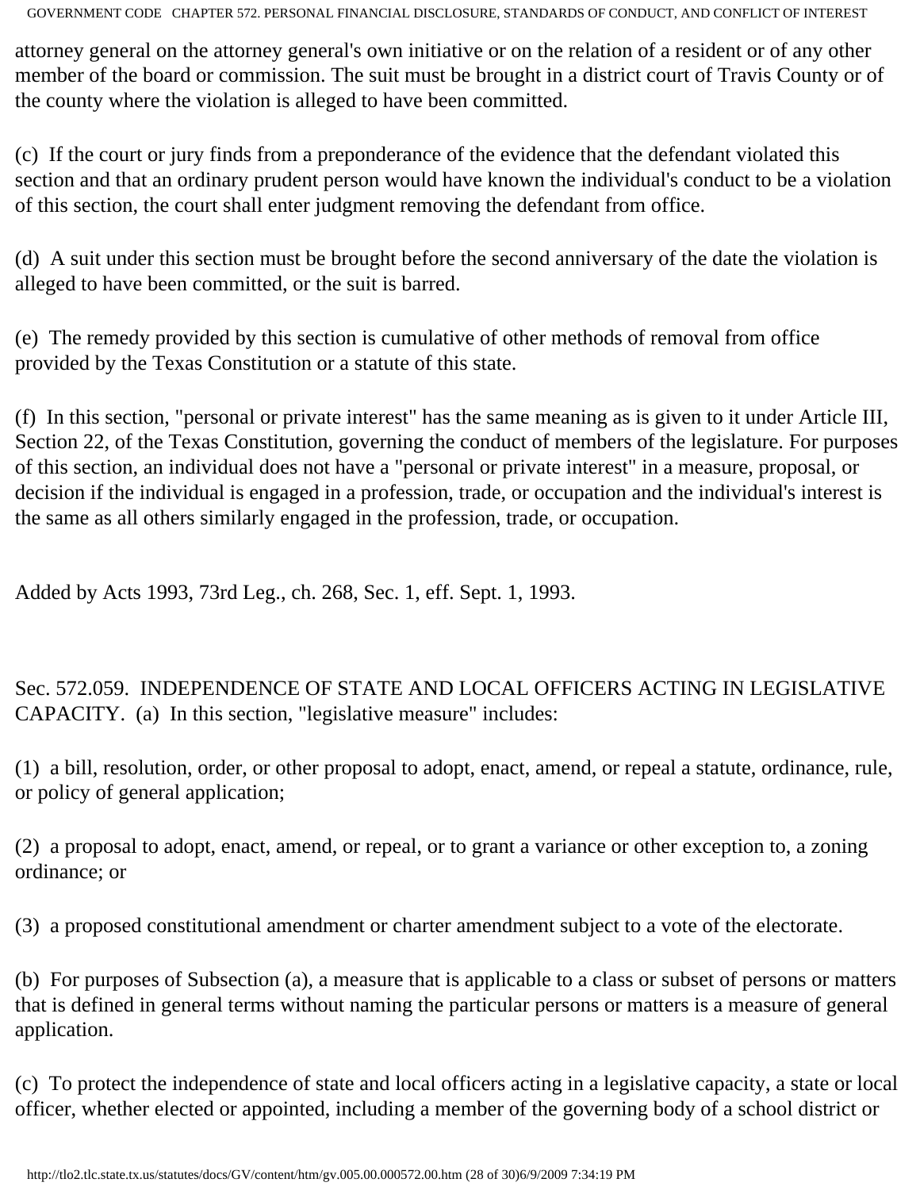attorney general on the attorney general's own initiative or on the relation of a resident or of any other member of the board or commission. The suit must be brought in a district court of Travis County or of the county where the violation is alleged to have been committed.

(c) If the court or jury finds from a preponderance of the evidence that the defendant violated this section and that an ordinary prudent person would have known the individual's conduct to be a violation of this section, the court shall enter judgment removing the defendant from office.

(d) A suit under this section must be brought before the second anniversary of the date the violation is alleged to have been committed, or the suit is barred.

(e) The remedy provided by this section is cumulative of other methods of removal from office provided by the Texas Constitution or a statute of this state.

(f) In this section, "personal or private interest" has the same meaning as is given to it under Article III, Section 22, of the Texas Constitution, governing the conduct of members of the legislature. For purposes of this section, an individual does not have a "personal or private interest" in a measure, proposal, or decision if the individual is engaged in a profession, trade, or occupation and the individual's interest is the same as all others similarly engaged in the profession, trade, or occupation.

Added by Acts 1993, 73rd Leg., ch. 268, Sec. 1, eff. Sept. 1, 1993.

Sec. 572.059. INDEPENDENCE OF STATE AND LOCAL OFFICERS ACTING IN LEGISLATIVE CAPACITY. (a) In this section, "legislative measure" includes:

(1) a bill, resolution, order, or other proposal to adopt, enact, amend, or repeal a statute, ordinance, rule, or policy of general application;

(2) a proposal to adopt, enact, amend, or repeal, or to grant a variance or other exception to, a zoning ordinance; or

(3) a proposed constitutional amendment or charter amendment subject to a vote of the electorate.

(b) For purposes of Subsection (a), a measure that is applicable to a class or subset of persons or matters that is defined in general terms without naming the particular persons or matters is a measure of general application.

(c) To protect the independence of state and local officers acting in a legislative capacity, a state or local officer, whether elected or appointed, including a member of the governing body of a school district or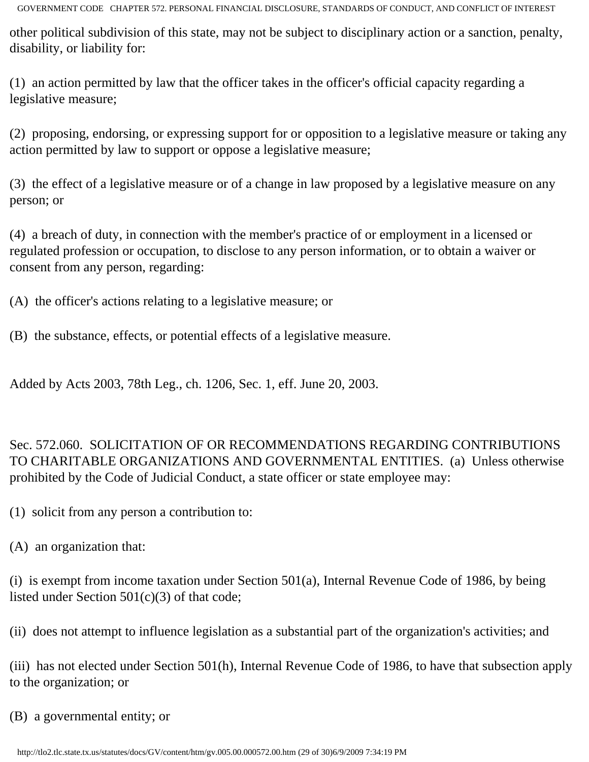other political subdivision of this state, may not be subject to disciplinary action or a sanction, penalty, disability, or liability for:

(1) an action permitted by law that the officer takes in the officer's official capacity regarding a legislative measure;

(2) proposing, endorsing, or expressing support for or opposition to a legislative measure or taking any action permitted by law to support or oppose a legislative measure;

(3) the effect of a legislative measure or of a change in law proposed by a legislative measure on any person; or

(4) a breach of duty, in connection with the member's practice of or employment in a licensed or regulated profession or occupation, to disclose to any person information, or to obtain a waiver or consent from any person, regarding:

(A) the officer's actions relating to a legislative measure; or

(B) the substance, effects, or potential effects of a legislative measure.

Added by Acts 2003, 78th Leg., ch. 1206, Sec. 1, eff. June 20, 2003.

Sec. 572.060. SOLICITATION OF OR RECOMMENDATIONS REGARDING CONTRIBUTIONS TO CHARITABLE ORGANIZATIONS AND GOVERNMENTAL ENTITIES. (a) Unless otherwise prohibited by the Code of Judicial Conduct, a state officer or state employee may:

(1) solicit from any person a contribution to:

(A) an organization that:

(i) is exempt from income taxation under Section 501(a), Internal Revenue Code of 1986, by being listed under Section 501(c)(3) of that code;

(ii) does not attempt to influence legislation as a substantial part of the organization's activities; and

(iii) has not elected under Section 501(h), Internal Revenue Code of 1986, to have that subsection apply to the organization; or

(B) a governmental entity; or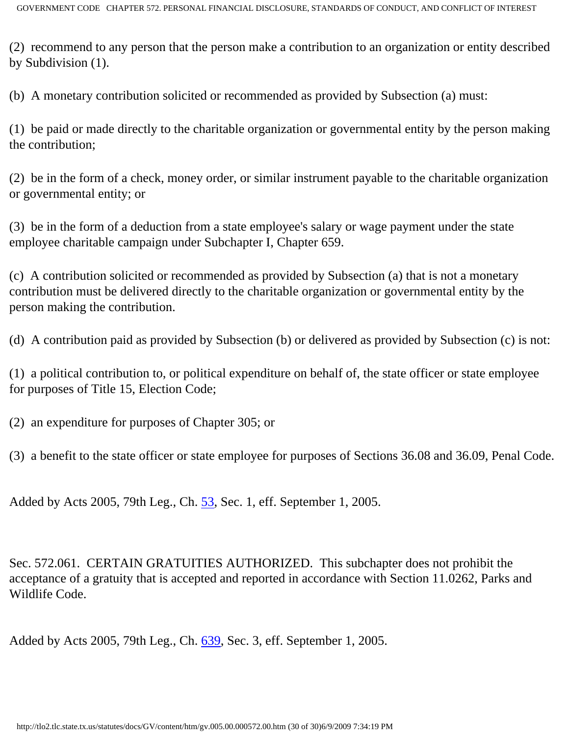(2) recommend to any person that the person make a contribution to an organization or entity described by Subdivision (1).

(b) A monetary contribution solicited or recommended as provided by Subsection (a) must:

(1) be paid or made directly to the charitable organization or governmental entity by the person making the contribution;

(2) be in the form of a check, money order, or similar instrument payable to the charitable organization or governmental entity; or

(3) be in the form of a deduction from a state employee's salary or wage payment under the state employee charitable campaign under Subchapter I, Chapter 659.

(c) A contribution solicited or recommended as provided by Subsection (a) that is not a monetary contribution must be delivered directly to the charitable organization or governmental entity by the person making the contribution.

(d) A contribution paid as provided by Subsection (b) or delivered as provided by Subsection (c) is not:

(1) a political contribution to, or political expenditure on behalf of, the state officer or state employee for purposes of Title 15, Election Code;

(2) an expenditure for purposes of Chapter 305; or

(3) a benefit to the state officer or state employee for purposes of Sections 36.08 and 36.09, Penal Code.

Added by Acts 2005, 79th Leg., Ch. 53, Sec. 1, eff. September 1, 2005.

Sec. 572.061. CERTAIN GRATUITIES AUTHORIZED. This subchapter does not prohibit the acceptance of a gratuity that is accepted and reported in accordance with Section 11.0262, Parks and Wildlife Code.

Added by Acts 2005, 79th Leg., Ch. 639, Sec. 3, eff. September 1, 2005.